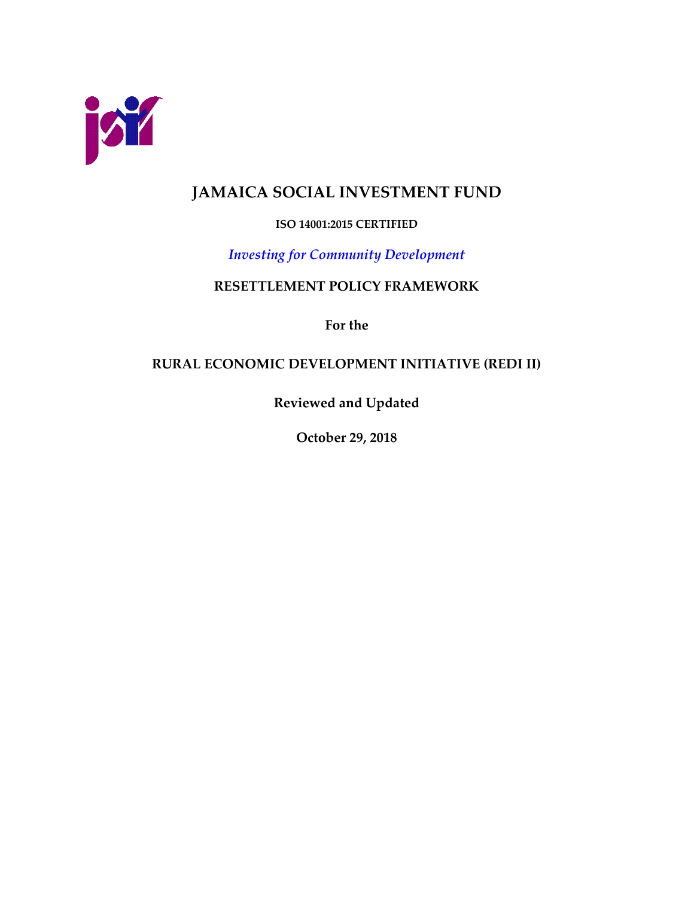# JAMAICA SOCIAL INVESTMENT FUND

**ISO 14001:2015 CERTIFIED**

*Investing for Community Development*

**RESETTLEMENT POLICY FRAMEWORK**

**For the**

**RURAL ECONOMIC DEVELOPMENT INITIATIVE (REDI II)**

**Reviewed and Updated**

**October 29, 2018**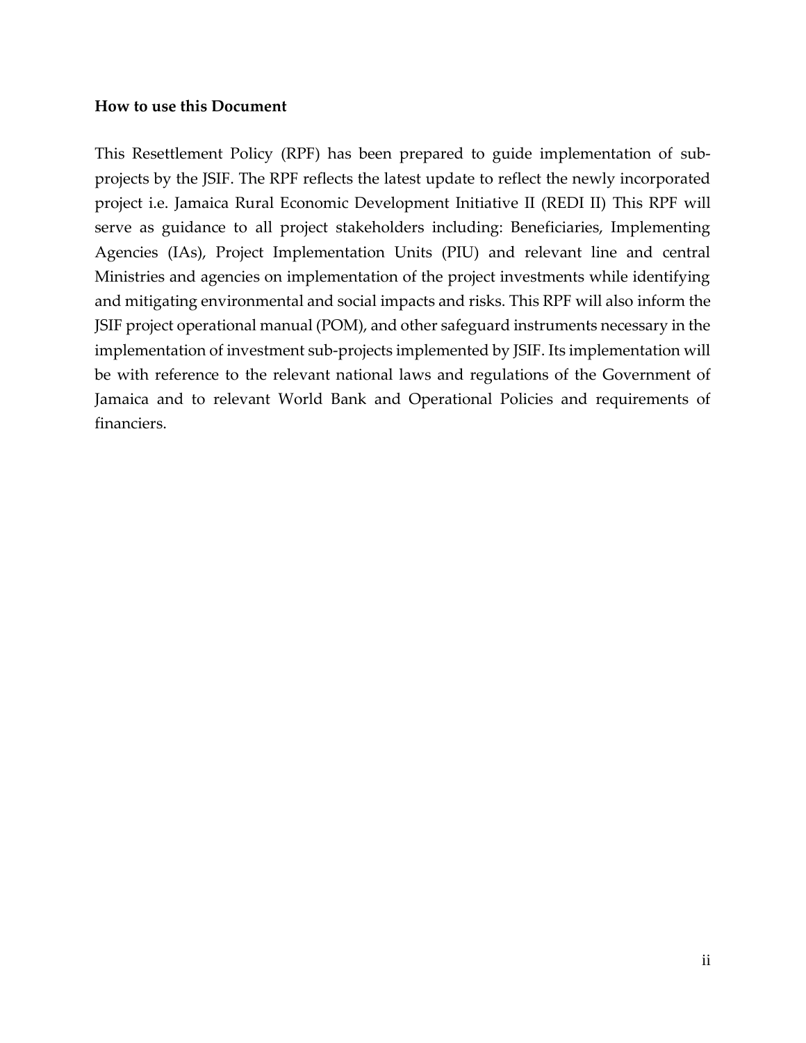**How to use this Document**

This Resettlement Policy (RPF) has been prepared to guide implementation of sub-projects by the JSIF. The RPF reflects the latest update to reflect the newly incorporated project i.e. Jamaica Rural Economic Development Initiative II (REDI II) This RPF will serve as guidance to all project stakeholders including: Beneficiaries, Implementing Agencies (IAs), Project Implementation Units (PIU) and relevant line and central Ministries and agencies on implementation of the project investments while identifying and mitigating environmental and social impacts and risks. This RPF will also inform the JSIF project operational manual (POM), and other safeguard instruments necessary in the implementation of investment sub-projects implemented by JSIF. Its implementation will be with reference to the relevant national laws and regulations of the Government of Jamaica and to relevant World Bank and Operational Policies and requirements of financiers.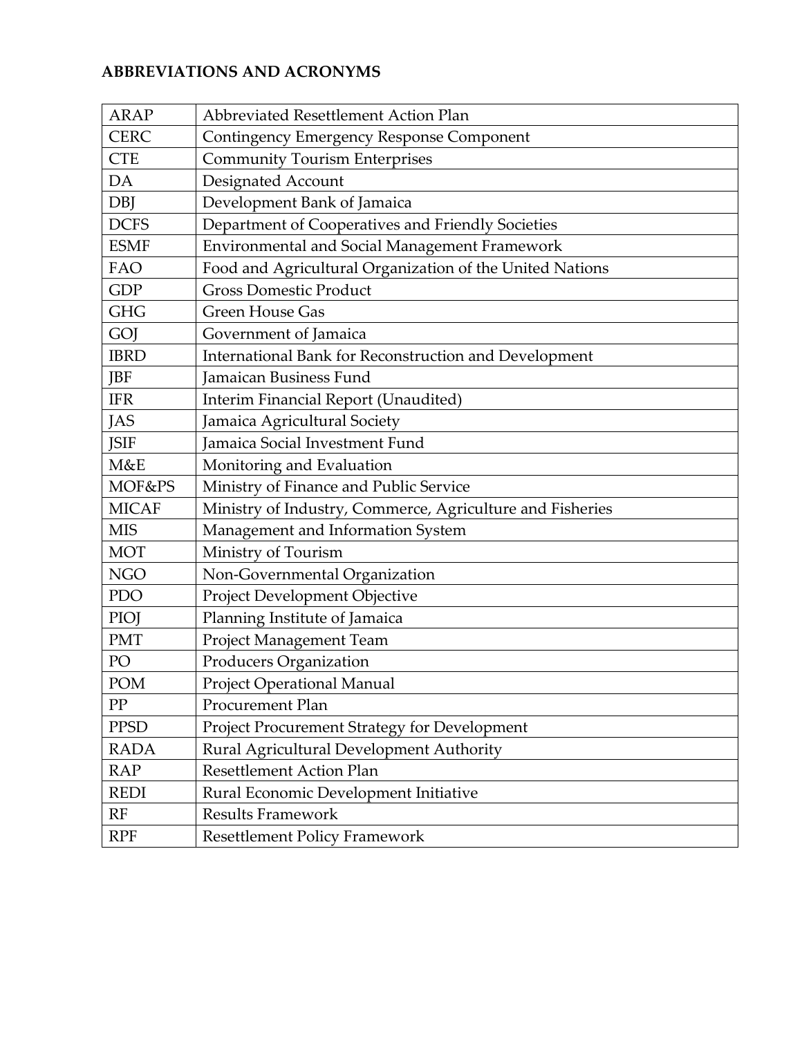# ABBREVIATIONS AND ACRONYMS

| | |
|---|---|
| ARAP | Abbreviated Resettlement Action Plan |
| CERC | Contingency Emergency Response Component |
| CTE | Community Tourism Enterprises |
| DA | Designated Account |
| DBJ | Development Bank of Jamaica |
| DCFS | Department of Cooperatives and Friendly Societies |
| ESMF | Environmental and Social Management Framework |
| FAO | Food and Agricultural Organization of the United Nations |
| GDP | Gross Domestic Product |
| GHG | Green House Gas |
| GOJ | Government of Jamaica |
| IBRD | International Bank for Reconstruction and Development |
| JBF | Jamaican Business Fund |
| IFR | Interim Financial Report (Unaudited) |
| JAS | Jamaica Agricultural Society |
| JSIF | Jamaica Social Investment Fund |
| M&E | Monitoring and Evaluation |
| MOF&PS | Ministry of Finance and Public Service |
| MICAF | Ministry of Industry, Commerce, Agriculture and Fisheries |
| MIS | Management and Information System |
| MOT | Ministry of Tourism |
| NGO | Non-Governmental Organization |
| PDO | Project Development Objective |
| PIOJ | Planning Institute of Jamaica |
| PMT | Project Management Team |
| PO | Producers Organization |
| POM | Project Operational Manual |
| PP | Procurement Plan |
| PPSD | Project Procurement Strategy for Development |
| RADA | Rural Agricultural Development Authority |
| RAP | Resettlement Action Plan |
| REDI | Rural Economic Development Initiative |
| RF | Results Framework |
| RPF | Resettlement Policy Framework |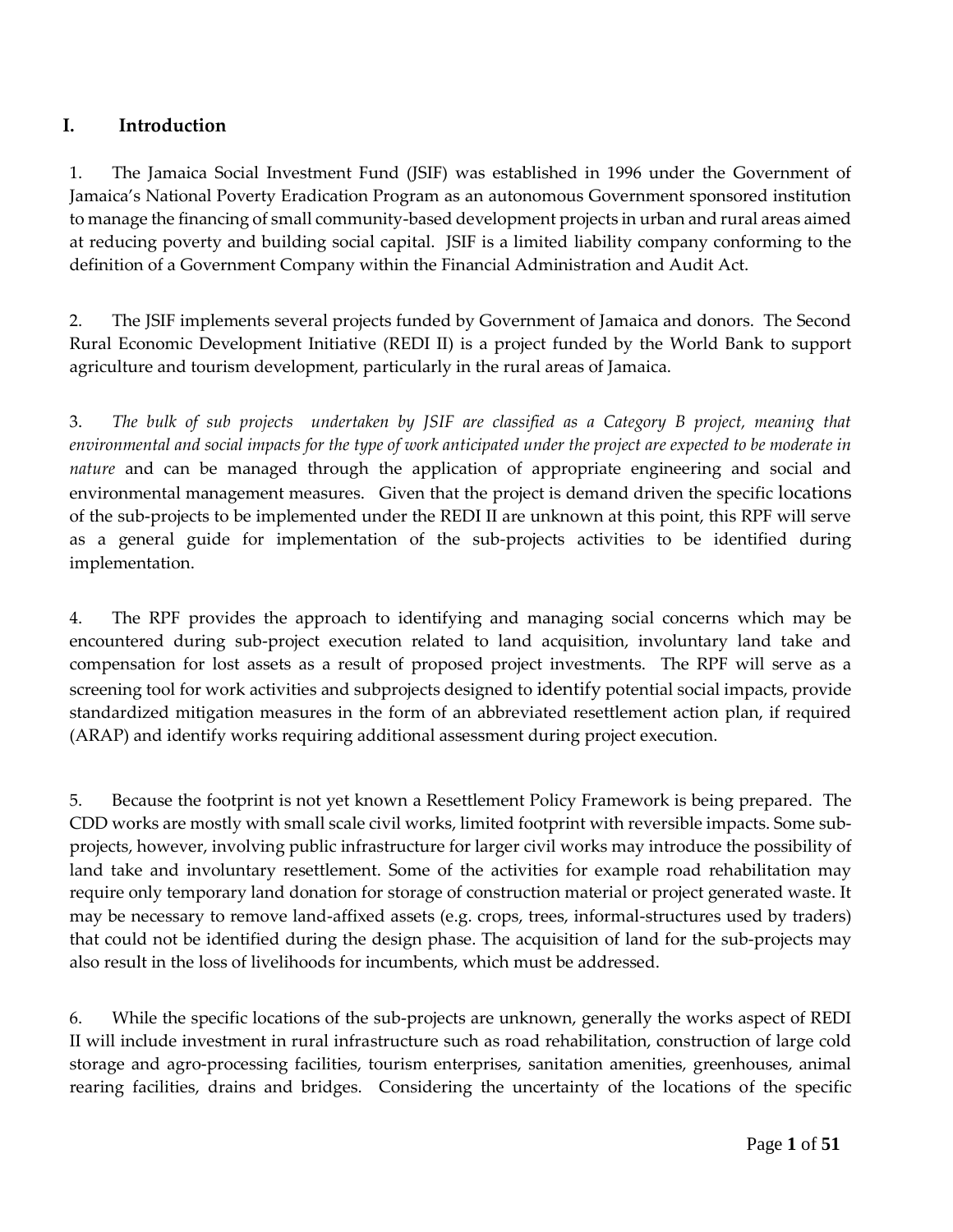## I. Introduction

1. The Jamaica Social Investment Fund (JSIF) was established in 1996 under the Government of Jamaica's National Poverty Eradication Program as an autonomous Government sponsored institution to manage the financing of small community-based development projects in urban and rural areas aimed at reducing poverty and building social capital. JSIF is a limited liability company conforming to the definition of a Government Company within the Financial Administration and Audit Act.

2. The JSIF implements several projects funded by Government of Jamaica and donors. The Second Rural Economic Development Initiative (REDI II) is a project funded by the World Bank to support agriculture and tourism development, particularly in the rural areas of Jamaica.

3. *The bulk of sub projects undertaken by JSIF are classified as a Category B project, meaning that environmental and social impacts for the type of work anticipated under the project are expected to be moderate in nature* and can be managed through the application of appropriate engineering and social and environmental management measures. Given that the project is demand driven the specific locations of the sub-projects to be implemented under the REDI II are unknown at this point, this RPF will serve as a general guide for implementation of the sub-projects activities to be identified during implementation.

4. The RPF provides the approach to identifying and managing social concerns which may be encountered during sub-project execution related to land acquisition, involuntary land take and compensation for lost assets as a result of proposed project investments. The RPF will serve as a screening tool for work activities and subprojects designed to identify potential social impacts, provide standardized mitigation measures in the form of an abbreviated resettlement action plan, if required (ARAP) and identify works requiring additional assessment during project execution.

5. Because the footprint is not yet known a Resettlement Policy Framework is being prepared. The CDD works are mostly with small scale civil works, limited footprint with reversible impacts. Some sub-projects, however, involving public infrastructure for larger civil works may introduce the possibility of land take and involuntary resettlement. Some of the activities for example road rehabilitation may require only temporary land donation for storage of construction material or project generated waste. It may be necessary to remove land-affixed assets (e.g. crops, trees, informal-structures used by traders) that could not be identified during the design phase. The acquisition of land for the sub-projects may also result in the loss of livelihoods for incumbents, which must be addressed.

6. While the specific locations of the sub-projects are unknown, generally the works aspect of REDI II will include investment in rural infrastructure such as road rehabilitation, construction of large cold storage and agro-processing facilities, tourism enterprises, sanitation amenities, greenhouses, animal rearing facilities, drains and bridges. Considering the uncertainty of the locations of the specific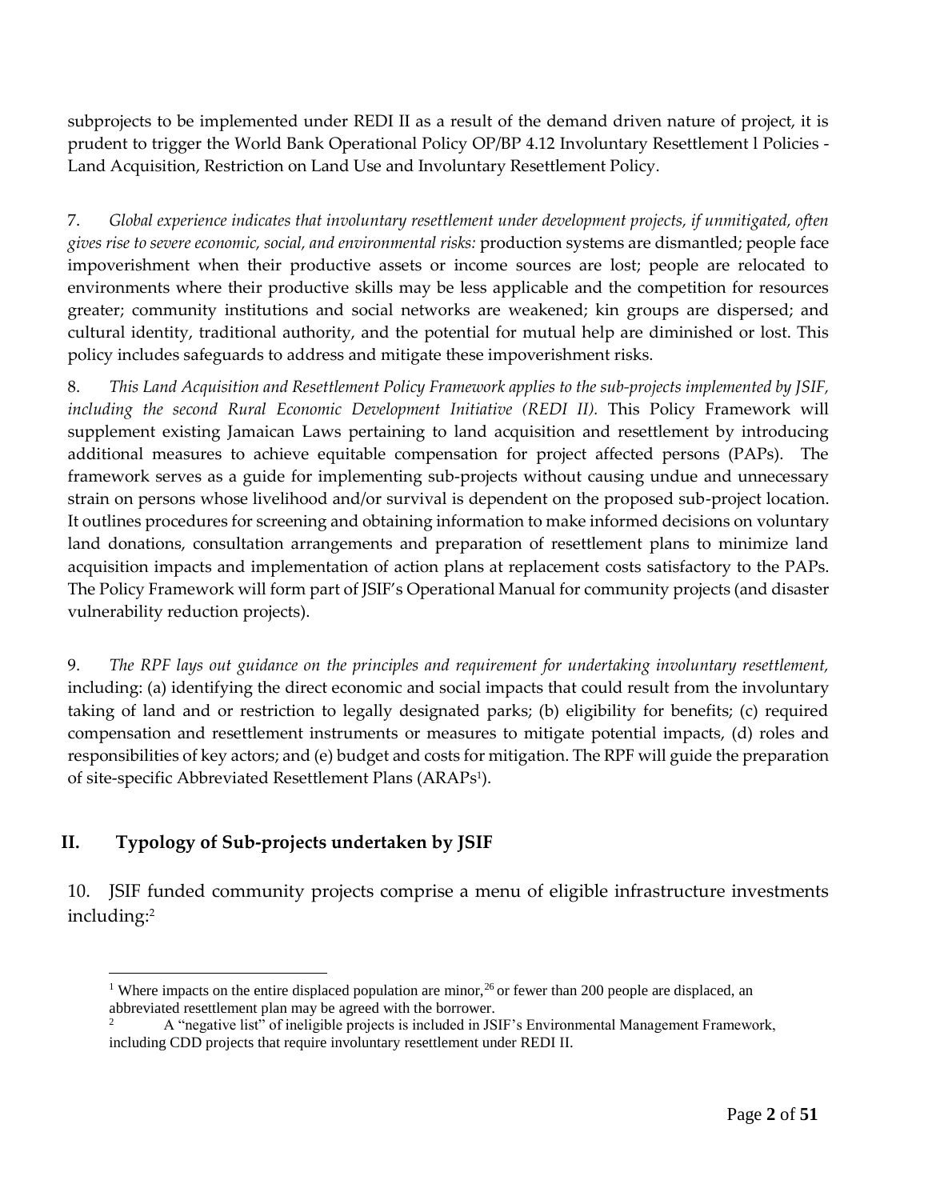subprojects to be implemented under REDI II as a result of the demand driven nature of project, it is prudent to trigger the World Bank Operational Policy OP/BP 4.12 Involuntary Resettlement l Policies - Land Acquisition, Restriction on Land Use and Involuntary Resettlement Policy.

7. *Global experience indicates that involuntary resettlement under development projects, if unmitigated, often gives rise to severe economic, social, and environmental risks:* production systems are dismantled; people face impoverishment when their productive assets or income sources are lost; people are relocated to environments where their productive skills may be less applicable and the competition for resources greater; community institutions and social networks are weakened; kin groups are dispersed; and cultural identity, traditional authority, and the potential for mutual help are diminished or lost. This policy includes safeguards to address and mitigate these impoverishment risks.

8. *This Land Acquisition and Resettlement Policy Framework applies to the sub-projects implemented by JSIF, including the second Rural Economic Development Initiative (REDI II).* This Policy Framework will supplement existing Jamaican Laws pertaining to land acquisition and resettlement by introducing additional measures to achieve equitable compensation for project affected persons (PAPs). The framework serves as a guide for implementing sub-projects without causing undue and unnecessary strain on persons whose livelihood and/or survival is dependent on the proposed sub-project location. It outlines procedures for screening and obtaining information to make informed decisions on voluntary land donations, consultation arrangements and preparation of resettlement plans to minimize land acquisition impacts and implementation of action plans at replacement costs satisfactory to the PAPs. The Policy Framework will form part of JSIF's Operational Manual for community projects (and disaster vulnerability reduction projects).

9. *The RPF lays out guidance on the principles and requirement for undertaking involuntary resettlement,* including: (a) identifying the direct economic and social impacts that could result from the involuntary taking of land and or restriction to legally designated parks; (b) eligibility for benefits; (c) required compensation and resettlement instruments or measures to mitigate potential impacts, (d) roles and responsibilities of key actors; and (e) budget and costs for mitigation. The RPF will guide the preparation of site-specific Abbreviated Resettlement Plans (ARAPs[1]).

## II. Typology of Sub-projects undertaken by JSIF

10. JSIF funded community projects comprise a menu of eligible infrastructure investments including:[2]

---

[1] Where impacts on the entire displaced population are minor,[26] or fewer than 200 people are displaced, an abbreviated resettlement plan may be agreed with the borrower.

[2] A "negative list" of ineligible projects is included in JSIF's Environmental Management Framework, including CDD projects that require involuntary resettlement under REDI II.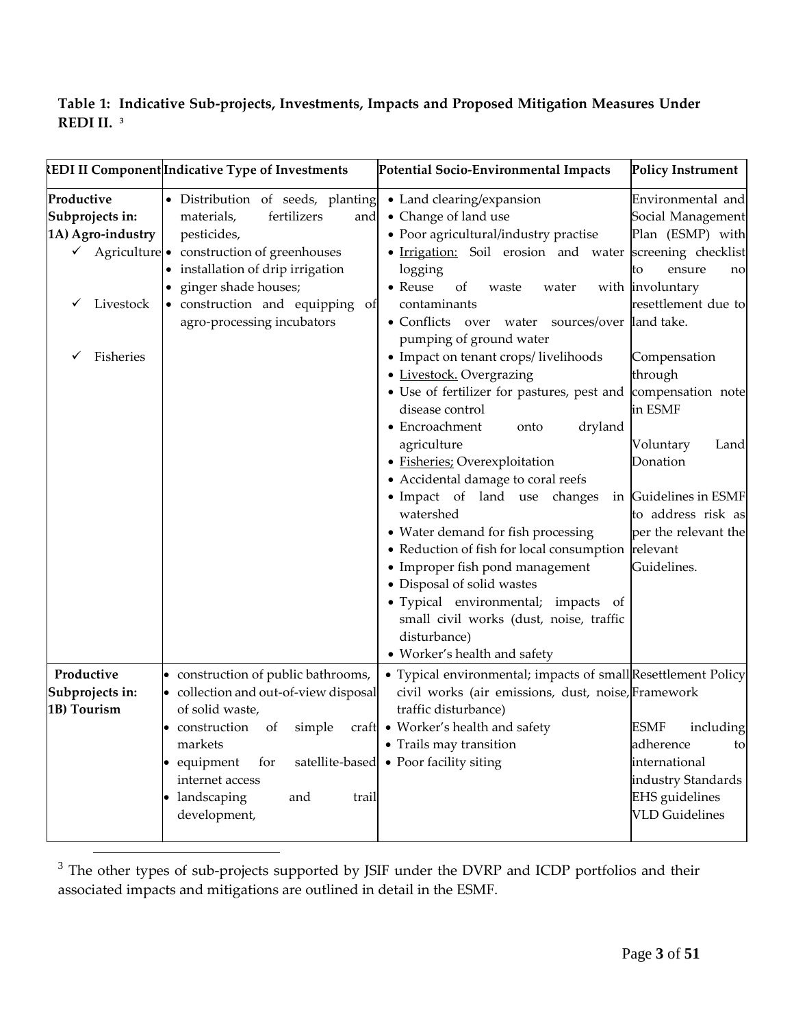**Table 1: Indicative Sub-projects, Investments, Impacts and Proposed Mitigation Measures Under REDI II.** [3]

| REDI II Component | Indicative Type of Investments | Potential Socio-Environmental Impacts | Policy Instrument |
|---|---|---|---|
| **Productive Subprojects in: 1A) Agro-industry**<br>✓ Agriculture<br>✓ Livestock<br>✓ Fisheries | • Distribution of seeds, planting materials, fertilizers and pesticides,<br>• construction of greenhouses<br>• installation of drip irrigation<br>• ginger shade houses;<br>• construction and equipping of agro-processing incubators | • Land clearing/expansion<br>• Change of land use<br>• Poor agricultural/industry practise<br>• Irrigation: Soil erosion and water logging<br>• Reuse of waste water with contaminants<br>• Conflicts over water sources/over pumping of ground water<br>• Impact on tenant crops/ livelihoods<br>• Livestock. Overgrazing<br>• Use of fertilizer for pastures, pest and disease control<br>• Encroachment onto dryland agriculture<br>• Fisheries; Overexploitation<br>• Accidental damage to coral reefs<br>• Impact of land use changes in watershed<br>• Water demand for fish processing<br>• Reduction of fish for local consumption<br>• Improper fish pond management<br>• Disposal of solid wastes<br>• Typical environmental; impacts of small civil works (dust, noise, traffic disturbance)<br>• Worker's health and safety | Environmental and Social Management Plan (ESMP) with screening checklist to ensure no involuntary resettlement due to land take.<br><br>Compensation through compensation note in ESMF<br><br>Voluntary Land Donation<br><br>Guidelines in ESMF to address risk as per the relevant the relevant Guidelines. |
| **Productive Subprojects in: 1B) Tourism** | • construction of public bathrooms,<br>• collection and out-of-view disposal of solid waste,<br>• construction of simple craft markets<br>• equipment for satellite-based internet access<br>• landscaping and trail development, | • Typical environmental; impacts of small civil works (air emissions, dust, noise, traffic disturbance)<br>• Worker's health and safety<br>• Trails may transition<br>• Poor facility siting | Resettlement Policy Framework<br><br>ESMF including adherence to international industry Standards EHS guidelines VLD Guidelines |

[3] The other types of sub-projects supported by JSIF under the DVRP and ICDP portfolios and their associated impacts and mitigations are outlined in detail in the ESMF.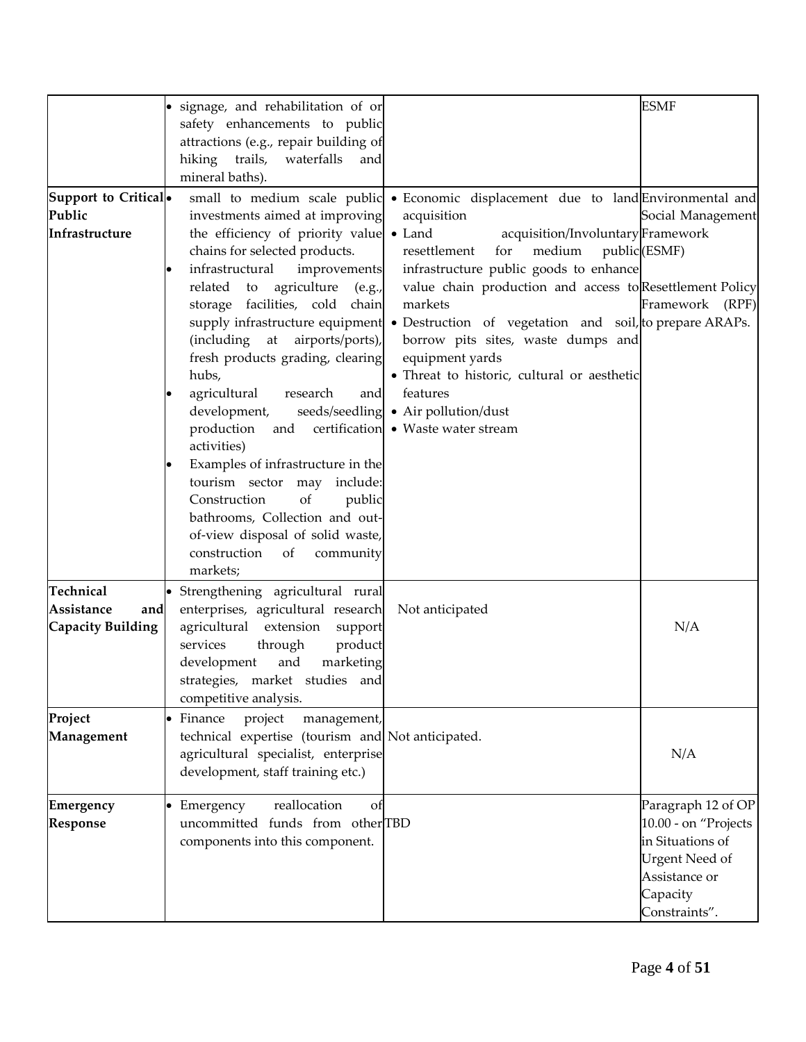| | | | |
|---|---|---|---|
| | • signage, and rehabilitation of or safety enhancements to public attractions (e.g., repair building of hiking trails, waterfalls and mineral baths). | | ESMF |
| **Support to Critical Public Infrastructure** | • small to medium scale public investments aimed at improving the efficiency of priority value chains for selected products.<br>• infrastructural improvements related to agriculture (e.g., storage facilities, cold chain supply infrastructure equipment (including at airports/ports), fresh products grading, clearing hubs,<br>• agricultural research and development, seeds/seedling production and certification activities)<br>• Examples of infrastructure in the tourism sector may include: Construction of public bathrooms, Collection and out-of-view disposal of solid waste, construction of community markets; | • Economic displacement due to land acquisition<br>• Land acquisition/Involuntary resettlement for medium public infrastructure public goods to enhance value chain production and access to markets<br>• Destruction of vegetation and soil, borrow pits sites, waste dumps and equipment yards<br>• Threat to historic, cultural or aesthetic features<br>• Air pollution/dust<br>• Waste water stream | Environmental and Social Management Framework (ESMF)<br>Resettlement Policy Framework (RPF) to prepare ARAPs. |
| **Technical Assistance and Capacity Building** | • Strengthening agricultural rural enterprises, agricultural research agricultural extension support services through product development and marketing strategies, market studies and competitive analysis. | Not anticipated | N/A |
| **Project Management** | • Finance project management, technical expertise (tourism and agricultural specialist, enterprise development, staff training etc.) | Not anticipated. | N/A |
| **Emergency Response** | • Emergency reallocation of uncommitted funds from other components into this component. | TBD | Paragraph 12 of OP 10.00 - on "Projects in Situations of Urgent Need of Assistance or Capacity Constraints". |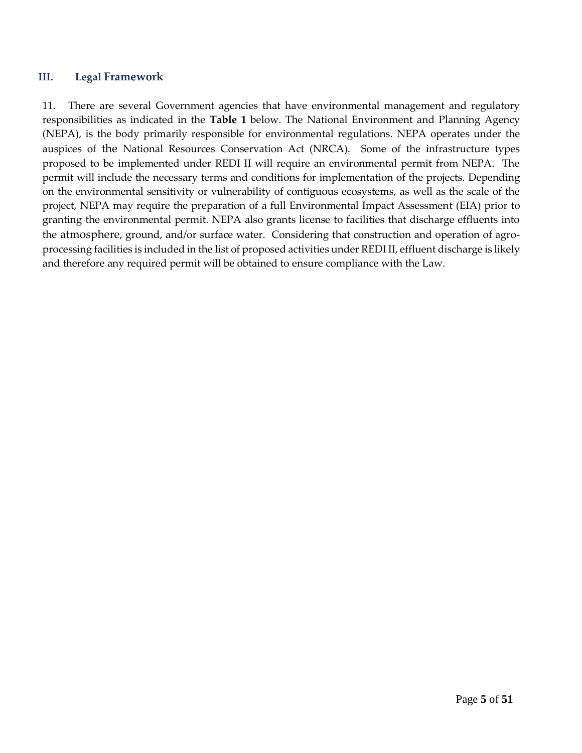## III. Legal Framework

11. There are several Government agencies that have environmental management and regulatory responsibilities as indicated in the **Table 1** below. The National Environment and Planning Agency (NEPA), is the body primarily responsible for environmental regulations. NEPA operates under the auspices of the National Resources Conservation Act (NRCA). Some of the infrastructure types proposed to be implemented under REDI II will require an environmental permit from NEPA. The permit will include the necessary terms and conditions for implementation of the projects. Depending on the environmental sensitivity or vulnerability of contiguous ecosystems, as well as the scale of the project, NEPA may require the preparation of a full Environmental Impact Assessment (EIA) prior to granting the environmental permit. NEPA also grants license to facilities that discharge effluents into the atmosphere, ground, and/or surface water. Considering that construction and operation of agro-processing facilities is included in the list of proposed activities under REDI II, effluent discharge is likely and therefore any required permit will be obtained to ensure compliance with the Law.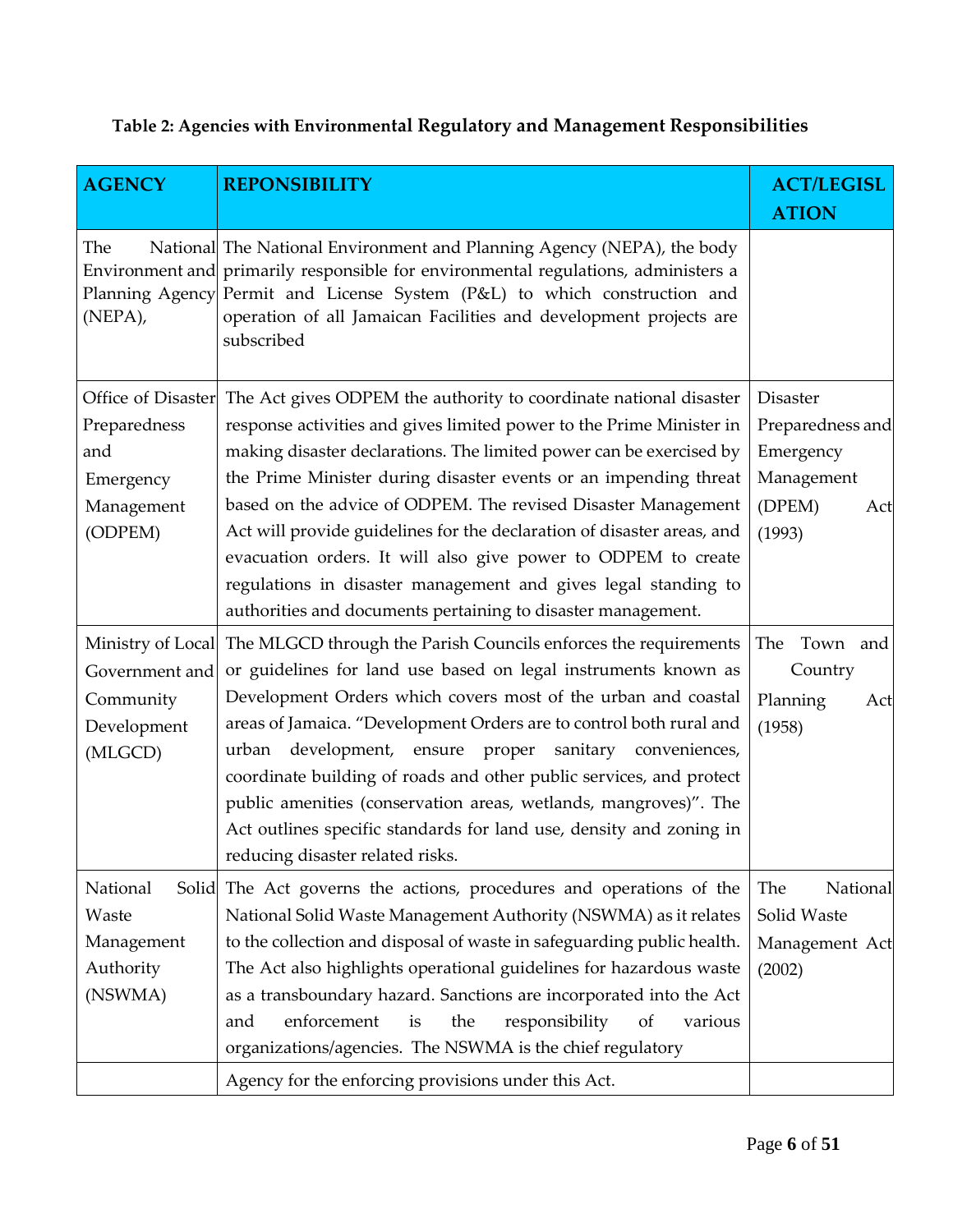**Table 2: Agencies with Environmental Regulatory and Management Responsibilities**

| AGENCY | REPONSIBILITY | ACT/LEGISLATION |
|---|---|---|
| The National Environment and Planning Agency (NEPA), | The National Environment and Planning Agency (NEPA), the body primarily responsible for environmental regulations, administers a Permit and License System (P&L) to which construction and operation of all Jamaican Facilities and development projects are subscribed | |
| Office of Disaster Preparedness and Emergency Management (ODPEM) | The Act gives ODPEM the authority to coordinate national disaster response activities and gives limited power to the Prime Minister in making disaster declarations. The limited power can be exercised by the Prime Minister during disaster events or an impending threat based on the advice of ODPEM. The revised Disaster Management Act will provide guidelines for the declaration of disaster areas, and evacuation orders. It will also give power to ODPEM to create regulations in disaster management and gives legal standing to authorities and documents pertaining to disaster management. | Disaster Preparedness and Emergency Management (DPEM) Act (1993) |
| Ministry of Local Government and Community Development (MLGCD) | The MLGCD through the Parish Councils enforces the requirements or guidelines for land use based on legal instruments known as Development Orders which covers most of the urban and coastal areas of Jamaica. "Development Orders are to control both rural and urban development, ensure proper sanitary conveniences, coordinate building of roads and other public services, and protect public amenities (conservation areas, wetlands, mangroves)". The Act outlines specific standards for land use, density and zoning in reducing disaster related risks. | The Town and Country Planning Act (1958) |
| National Solid Waste Management Authority (NSWMA) | The Act governs the actions, procedures and operations of the National Solid Waste Management Authority (NSWMA) as it relates to the collection and disposal of waste in safeguarding public health. The Act also highlights operational guidelines for hazardous waste as a transboundary hazard. Sanctions are incorporated into the Act and enforcement is the responsibility of various organizations/agencies. The NSWMA is the chief regulatory | The National Solid Waste Management Act (2002) |
| | Agency for the enforcing provisions under this Act. | |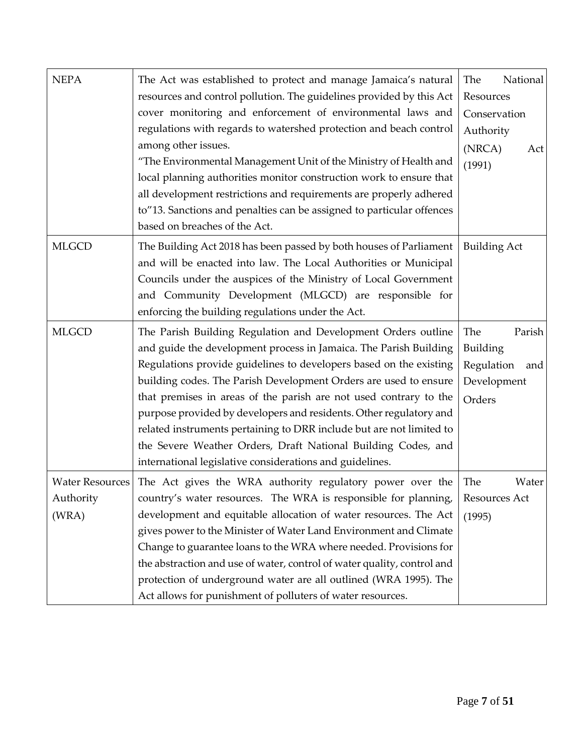| NEPA | The Act was established to protect and manage Jamaica's natural resources and control pollution. The guidelines provided by this Act cover monitoring and enforcement of environmental laws and regulations with regards to watershed protection and beach control among other issues. "The Environmental Management Unit of the Ministry of Health and local planning authorities monitor construction work to ensure that all development restrictions and requirements are properly adhered to"13. Sanctions and penalties can be assigned to particular offences based on breaches of the Act. | The National Resources Conservation Authority (NRCA) Act (1991) |
|---|---|---|
| MLGCD | The Building Act 2018 has been passed by both houses of Parliament and will be enacted into law. The Local Authorities or Municipal Councils under the auspices of the Ministry of Local Government and Community Development (MLGCD) are responsible for enforcing the building regulations under the Act. | Building Act |
| MLGCD | The Parish Building Regulation and Development Orders outline and guide the development process in Jamaica. The Parish Building Regulations provide guidelines to developers based on the existing building codes. The Parish Development Orders are used to ensure that premises in areas of the parish are not used contrary to the purpose provided by developers and residents. Other regulatory and related instruments pertaining to DRR include but are not limited to the Severe Weather Orders, Draft National Building Codes, and international legislative considerations and guidelines. | The Parish Building Regulation and Development Orders |
| Water Resources Authority (WRA) | The Act gives the WRA authority regulatory power over the country's water resources. The WRA is responsible for planning, development and equitable allocation of water resources. The Act gives power to the Minister of Water Land Environment and Climate Change to guarantee loans to the WRA where needed. Provisions for the abstraction and use of water, control of water quality, control and protection of underground water are all outlined (WRA 1995). The Act allows for punishment of polluters of water resources. | The Water Resources Act (1995) |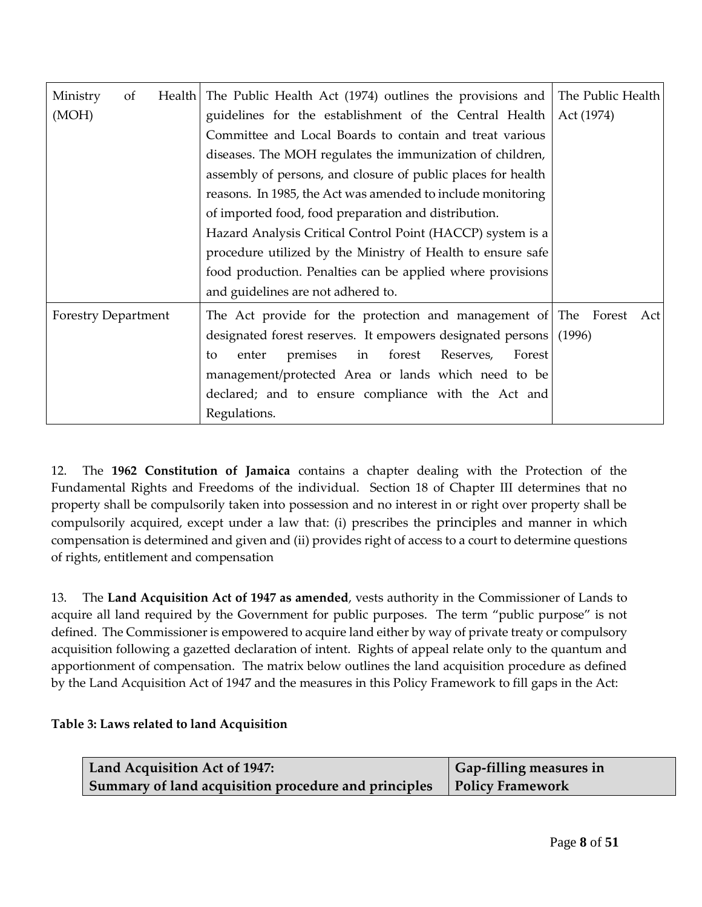| Ministry of Health (MOH) | The Public Health Act (1974) outlines the provisions and guidelines for the establishment of the Central Health Committee and Local Boards to contain and treat various diseases. The MOH regulates the immunization of children, assembly of persons, and closure of public places for health reasons. In 1985, the Act was amended to include monitoring of imported food, food preparation and distribution. Hazard Analysis Critical Control Point (HACCP) system is a procedure utilized by the Ministry of Health to ensure safe food production. Penalties can be applied where provisions and guidelines are not adhered to. | The Public Health Act (1974) |
|---|---|---|
| Forestry Department | The Act provide for the protection and management of designated forest reserves. It empowers designated persons to enter premises in forest Reserves, Forest management/protected Area or lands which need to be declared; and to ensure compliance with the Act and Regulations. | The Forest Act (1996) |

12. The **1962 Constitution of Jamaica** contains a chapter dealing with the Protection of the Fundamental Rights and Freedoms of the individual. Section 18 of Chapter III determines that no property shall be compulsorily taken into possession and no interest in or right over property shall be compulsorily acquired, except under a law that: (i) prescribes the principles and manner in which compensation is determined and given and (ii) provides right of access to a court to determine questions of rights, entitlement and compensation

13. The **Land Acquisition Act of 1947 as amended**, vests authority in the Commissioner of Lands to acquire all land required by the Government for public purposes. The term "public purpose" is not defined. The Commissioner is empowered to acquire land either by way of private treaty or compulsory acquisition following a gazetted declaration of intent. Rights of appeal relate only to the quantum and apportionment of compensation. The matrix below outlines the land acquisition procedure as defined by the Land Acquisition Act of 1947 and the measures in this Policy Framework to fill gaps in the Act:

**Table 3: Laws related to land Acquisition**

| Land Acquisition Act of 1947: Summary of land acquisition procedure and principles | Gap-filling measures in Policy Framework |
|---|---|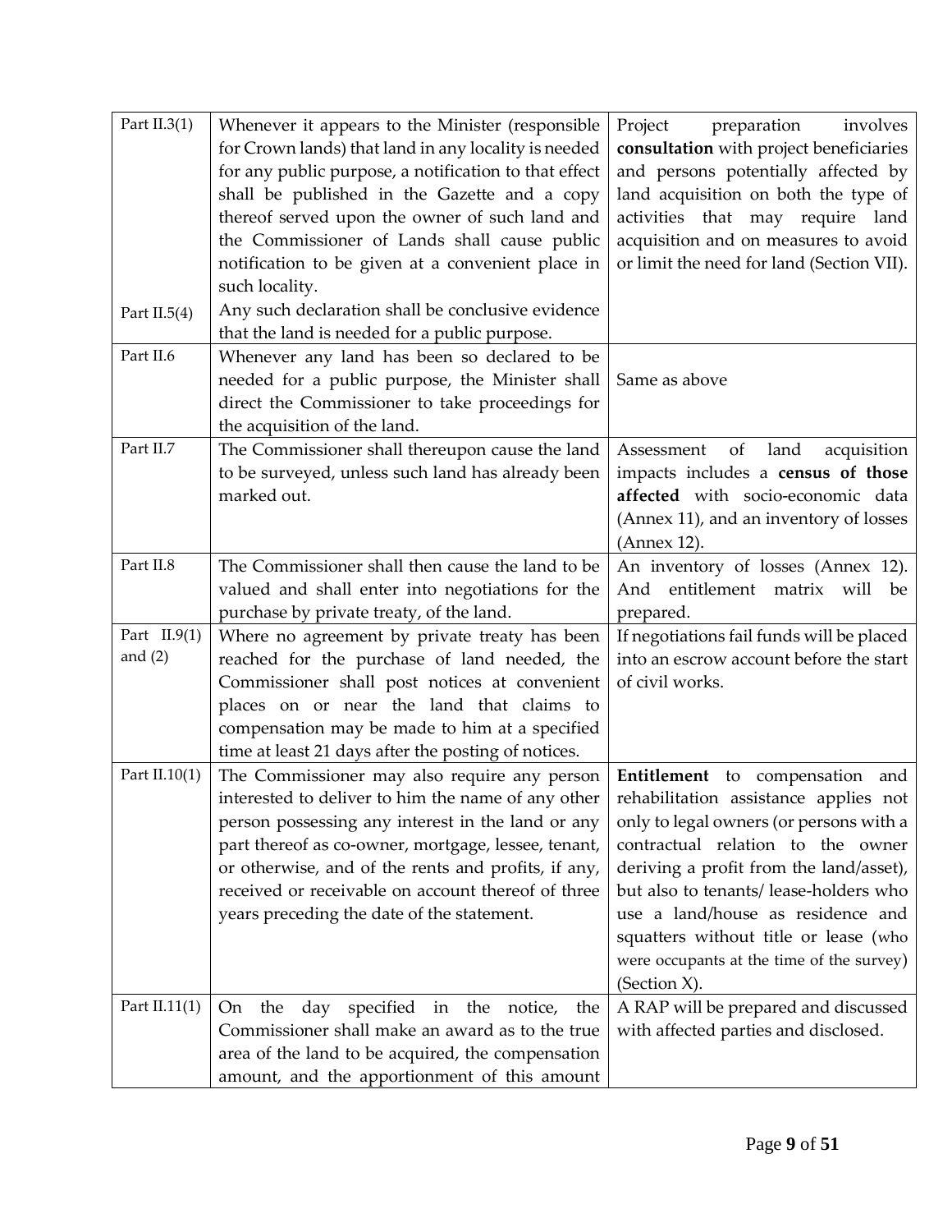| Part II.3(1)<br><br><br><br><br><br><br><br>Part II.5(4) | Whenever it appears to the Minister (responsible for Crown lands) that land in any locality is needed for any public purpose, a notification to that effect shall be published in the Gazette and a copy thereof served upon the owner of such land and the Commissioner of Lands shall cause public notification to be given at a convenient place in such locality.<br>Any such declaration shall be conclusive evidence that the land is needed for a public purpose. | Project preparation involves **consultation** with project beneficiaries and persons potentially affected by land acquisition on both the type of activities that may require land acquisition and on measures to avoid or limit the need for land (Section VII). |
|---|---|---|
| Part II.6 | Whenever any land has been so declared to be needed for a public purpose, the Minister shall direct the Commissioner to take proceedings for the acquisition of the land. | Same as above |
| Part II.7 | The Commissioner shall thereupon cause the land to be surveyed, unless such land has already been marked out. | Assessment of land acquisition impacts includes a **census of those affected** with socio-economic data (Annex 11), and an inventory of losses (Annex 12). |
| Part II.8 | The Commissioner shall then cause the land to be valued and shall enter into negotiations for the purchase by private treaty, of the land. | An inventory of losses (Annex 12). And entitlement matrix will be prepared. |
| Part II.9(1) and (2) | Where no agreement by private treaty has been reached for the purchase of land needed, the Commissioner shall post notices at convenient places on or near the land that claims to compensation may be made to him at a specified time at least 21 days after the posting of notices. | If negotiations fail funds will be placed into an escrow account before the start of civil works. |
| Part II.10(1) | The Commissioner may also require any person interested to deliver to him the name of any other person possessing any interest in the land or any part thereof as co-owner, mortgage, lessee, tenant, or otherwise, and of the rents and profits, if any, received or receivable on account thereof of three years preceding the date of the statement. | **Entitlement** to compensation and rehabilitation assistance applies not only to legal owners (or persons with a contractual relation to the owner deriving a profit from the land/asset), but also to tenants/ lease-holders who use a land/house as residence and squatters without title or lease (who were occupants at the time of the survey) (Section X). |
| Part II.11(1) | On the day specified in the notice, the Commissioner shall make an award as to the true area of the land to be acquired, the compensation amount, and the apportionment of this amount | A RAP will be prepared and discussed with affected parties and disclosed. |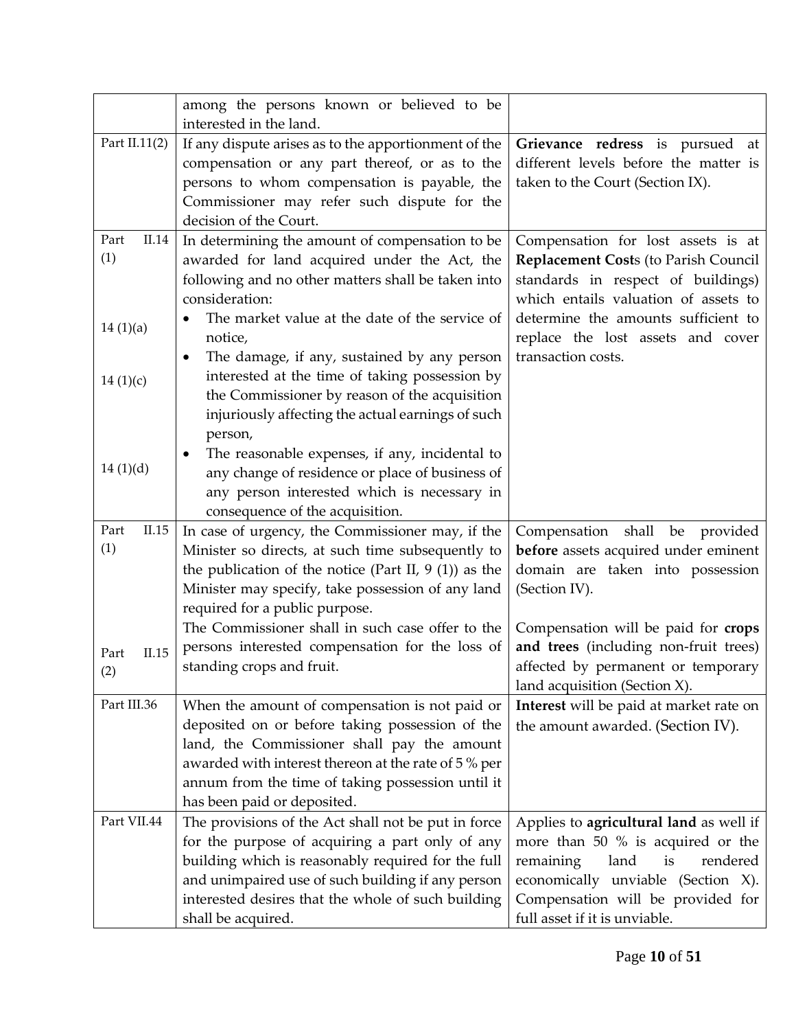| | | |
|---|---|---|
| | among the persons known or believed to be interested in the land. | |
| Part II.11(2) | If any dispute arises as to the apportionment of the compensation or any part thereof, or as to the persons to whom compensation is payable, the Commissioner may refer such dispute for the decision of the Court. | **Grievance redress** is pursued at different levels before the matter is taken to the Court (Section IX). |
| Part II.14 (1)<br><br>14 (1)(a)<br><br>14 (1)(c)<br><br>14 (1)(d) | In determining the amount of compensation to be awarded for land acquired under the Act, the following and no other matters shall be taken into consideration:<br>• The market value at the date of the service of notice,<br>• The damage, if any, sustained by any person interested at the time of taking possession by the Commissioner by reason of the acquisition injuriously affecting the actual earnings of such person,<br>• The reasonable expenses, if any, incidental to any change of residence or place of business of any person interested which is necessary in consequence of the acquisition. | Compensation for lost assets is at **Replacement Cost**s (to Parish Council standards in respect of buildings) which entails valuation of assets to determine the amounts sufficient to replace the lost assets and cover transaction costs. |
| Part II.15 (1)<br><br>Part II.15 (2) | In case of urgency, the Commissioner may, if the Minister so directs, at such time subsequently to the publication of the notice (Part II, 9 (1)) as the Minister may specify, take possession of any land required for a public purpose.<br>The Commissioner shall in such case offer to the persons interested compensation for the loss of standing crops and fruit. | Compensation shall be provided **before** assets acquired under eminent domain are taken into possession (Section IV).<br><br>Compensation will be paid for **crops and trees** (including non-fruit trees) affected by permanent or temporary land acquisition (Section X). |
| Part III.36 | When the amount of compensation is not paid or deposited on or before taking possession of the land, the Commissioner shall pay the amount awarded with interest thereon at the rate of 5 % per annum from the time of taking possession until it has been paid or deposited. | **Interest** will be paid at market rate on the amount awarded. (Section IV). |
| Part VII.44 | The provisions of the Act shall not be put in force for the purpose of acquiring a part only of any building which is reasonably required for the full and unimpaired use of such building if any person interested desires that the whole of such building shall be acquired. | Applies to **agricultural land** as well if more than 50 % is acquired or the remaining land is rendered economically unviable (Section X). Compensation will be provided for full asset if it is unviable. |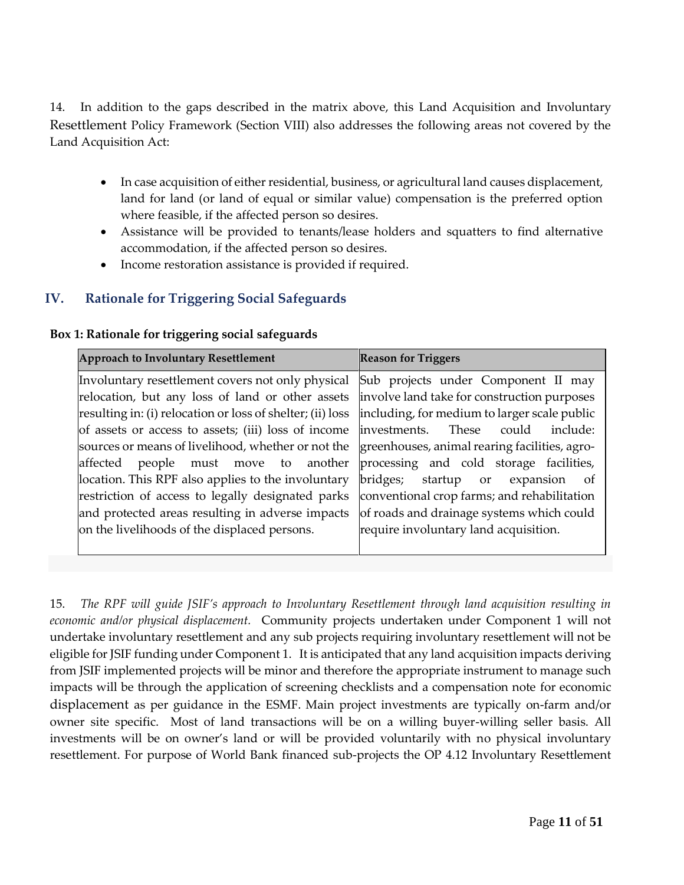14. In addition to the gaps described in the matrix above, this Land Acquisition and Involuntary Resettlement Policy Framework (Section VIII) also addresses the following areas not covered by the Land Acquisition Act:

- In case acquisition of either residential, business, or agricultural land causes displacement, land for land (or land of equal or similar value) compensation is the preferred option where feasible, if the affected person so desires.
- Assistance will be provided to tenants/lease holders and squatters to find alternative accommodation, if the affected person so desires.
- Income restoration assistance is provided if required.

## IV. Rationale for Triggering Social Safeguards

**Box 1: Rationale for triggering social safeguards**

| Approach to Involuntary Resettlement | Reason for Triggers |
|---|---|
| Involuntary resettlement covers not only physical relocation, but any loss of land or other assets resulting in: (i) relocation or loss of shelter; (ii) loss of assets or access to assets; (iii) loss of income sources or means of livelihood, whether or not the affected people must move to another location. This RPF also applies to the involuntary restriction of access to legally designated parks and protected areas resulting in adverse impacts on the livelihoods of the displaced persons. | Sub projects under Component II may involve land take for construction purposes including, for medium to larger scale public investments. These could include: greenhouses, animal rearing facilities, agro-processing and cold storage facilities, bridges; startup or expansion of conventional crop farms; and rehabilitation of roads and drainage systems which could require involuntary land acquisition. |

15. *The RPF will guide JSIF's approach to Involuntary Resettlement through land acquisition resulting in economic and/or physical displacement.* Community projects undertaken under Component 1 will not undertake involuntary resettlement and any sub projects requiring involuntary resettlement will not be eligible for JSIF funding under Component 1. It is anticipated that any land acquisition impacts deriving from JSIF implemented projects will be minor and therefore the appropriate instrument to manage such impacts will be through the application of screening checklists and a compensation note for economic displacement as per guidance in the ESMF. Main project investments are typically on-farm and/or owner site specific. Most of land transactions will be on a willing buyer-willing seller basis. All investments will be on owner's land or will be provided voluntarily with no physical involuntary resettlement. For purpose of World Bank financed sub-projects the OP 4.12 Involuntary Resettlement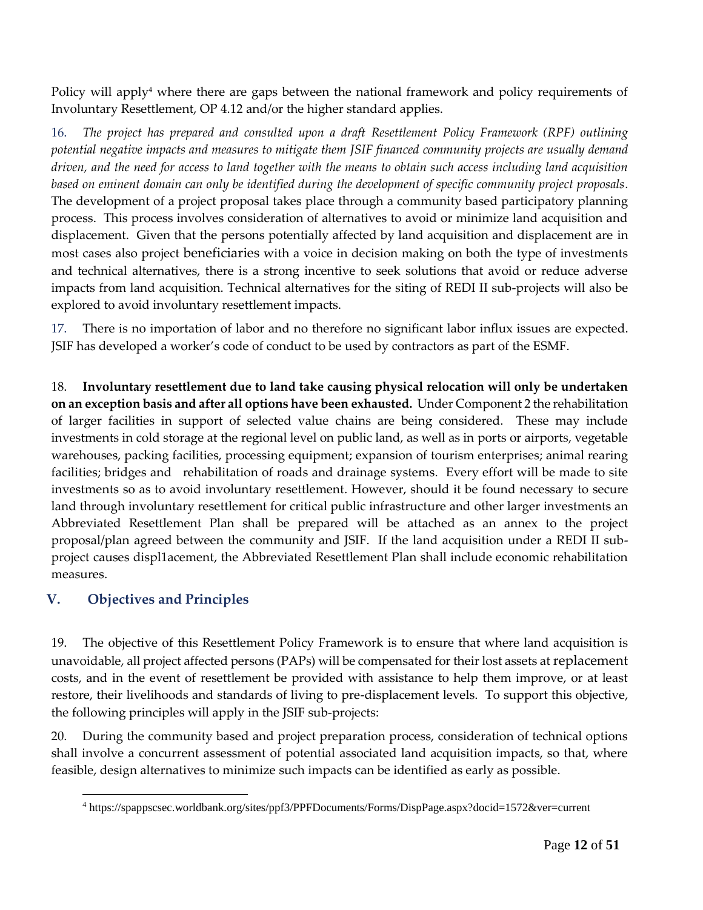Policy will apply[4] where there are gaps between the national framework and policy requirements of Involuntary Resettlement, OP 4.12 and/or the higher standard applies.

16. *The project has prepared and consulted upon a draft Resettlement Policy Framework (RPF) outlining potential negative impacts and measures to mitigate them JSIF financed community projects are usually demand driven, and the need for access to land together with the means to obtain such access including land acquisition based on eminent domain can only be identified during the development of specific community project proposals*. The development of a project proposal takes place through a community based participatory planning process. This process involves consideration of alternatives to avoid or minimize land acquisition and displacement. Given that the persons potentially affected by land acquisition and displacement are in most cases also project beneficiaries with a voice in decision making on both the type of investments and technical alternatives, there is a strong incentive to seek solutions that avoid or reduce adverse impacts from land acquisition. Technical alternatives for the siting of REDI II sub-projects will also be explored to avoid involuntary resettlement impacts.

17. There is no importation of labor and no therefore no significant labor influx issues are expected. JSIF has developed a worker's code of conduct to be used by contractors as part of the ESMF.

18. **Involuntary resettlement due to land take causing physical relocation will only be undertaken on an exception basis and after all options have been exhausted.** Under Component 2 the rehabilitation of larger facilities in support of selected value chains are being considered. These may include investments in cold storage at the regional level on public land, as well as in ports or airports, vegetable warehouses, packing facilities, processing equipment; expansion of tourism enterprises; animal rearing facilities; bridges and rehabilitation of roads and drainage systems. Every effort will be made to site investments so as to avoid involuntary resettlement. However, should it be found necessary to secure land through involuntary resettlement for critical public infrastructure and other larger investments an Abbreviated Resettlement Plan shall be prepared will be attached as an annex to the project proposal/plan agreed between the community and JSIF. If the land acquisition under a REDI II sub-project causes displ1acement, the Abbreviated Resettlement Plan shall include economic rehabilitation measures.

## V. Objectives and Principles

19. The objective of this Resettlement Policy Framework is to ensure that where land acquisition is unavoidable, all project affected persons (PAPs) will be compensated for their lost assets at replacement costs, and in the event of resettlement be provided with assistance to help them improve, or at least restore, their livelihoods and standards of living to pre-displacement levels. To support this objective, the following principles will apply in the JSIF sub-projects:

20. During the community based and project preparation process, consideration of technical options shall involve a concurrent assessment of potential associated land acquisition impacts, so that, where feasible, design alternatives to minimize such impacts can be identified as early as possible.

---

[4] https://spappscsec.worldbank.org/sites/ppf3/PPFDocuments/Forms/DispPage.aspx?docid=1572&ver=current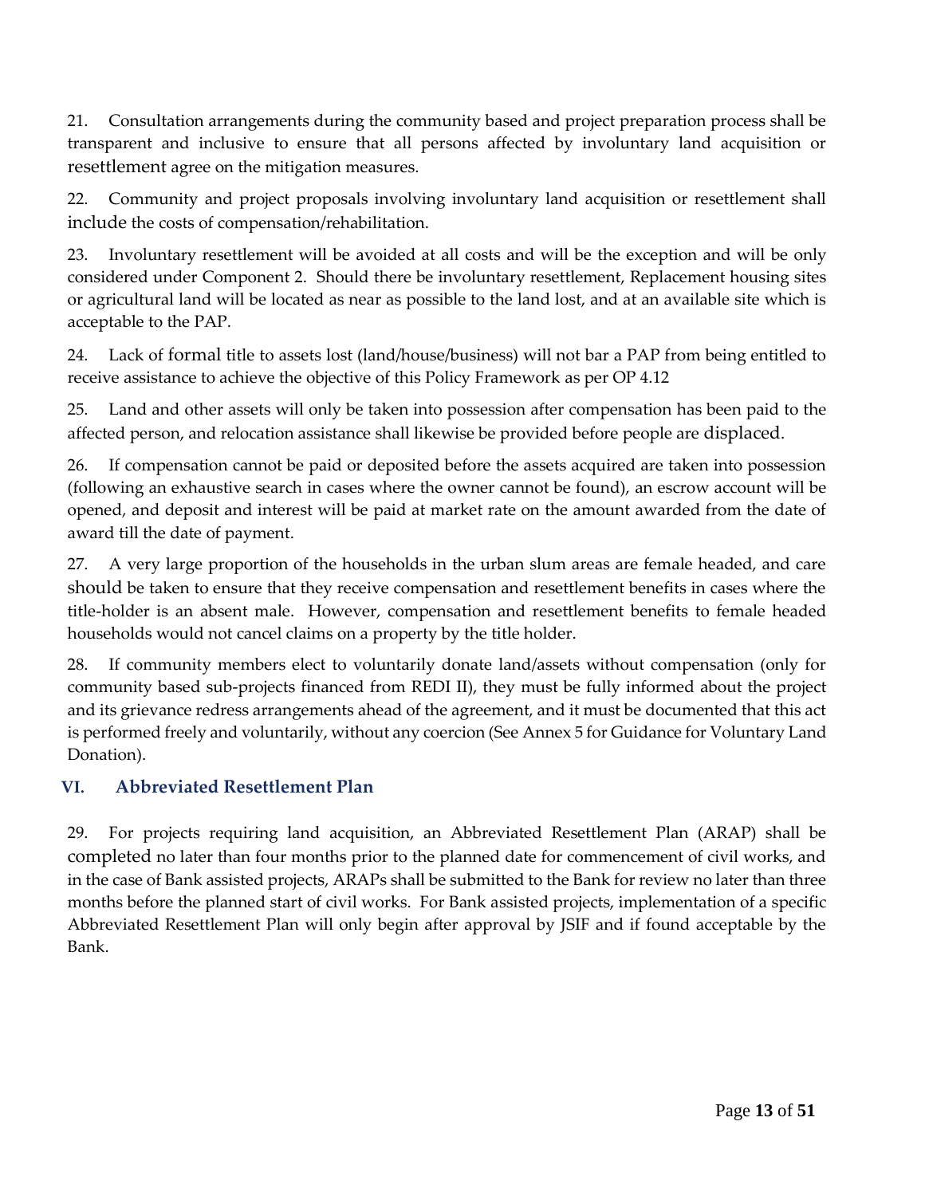21. Consultation arrangements during the community based and project preparation process shall be transparent and inclusive to ensure that all persons affected by involuntary land acquisition or resettlement agree on the mitigation measures.

22. Community and project proposals involving involuntary land acquisition or resettlement shall include the costs of compensation/rehabilitation.

23. Involuntary resettlement will be avoided at all costs and will be the exception and will be only considered under Component 2. Should there be involuntary resettlement, Replacement housing sites or agricultural land will be located as near as possible to the land lost, and at an available site which is acceptable to the PAP.

24. Lack of formal title to assets lost (land/house/business) will not bar a PAP from being entitled to receive assistance to achieve the objective of this Policy Framework as per OP 4.12

25. Land and other assets will only be taken into possession after compensation has been paid to the affected person, and relocation assistance shall likewise be provided before people are displaced.

26. If compensation cannot be paid or deposited before the assets acquired are taken into possession (following an exhaustive search in cases where the owner cannot be found), an escrow account will be opened, and deposit and interest will be paid at market rate on the amount awarded from the date of award till the date of payment.

27. A very large proportion of the households in the urban slum areas are female headed, and care should be taken to ensure that they receive compensation and resettlement benefits in cases where the title-holder is an absent male. However, compensation and resettlement benefits to female headed households would not cancel claims on a property by the title holder.

28. If community members elect to voluntarily donate land/assets without compensation (only for community based sub-projects financed from REDI II), they must be fully informed about the project and its grievance redress arrangements ahead of the agreement, and it must be documented that this act is performed freely and voluntarily, without any coercion (See Annex 5 for Guidance for Voluntary Land Donation).

## VI. Abbreviated Resettlement Plan

29. For projects requiring land acquisition, an Abbreviated Resettlement Plan (ARAP) shall be completed no later than four months prior to the planned date for commencement of civil works, and in the case of Bank assisted projects, ARAPs shall be submitted to the Bank for review no later than three months before the planned start of civil works. For Bank assisted projects, implementation of a specific Abbreviated Resettlement Plan will only begin after approval by JSIF and if found acceptable by the Bank.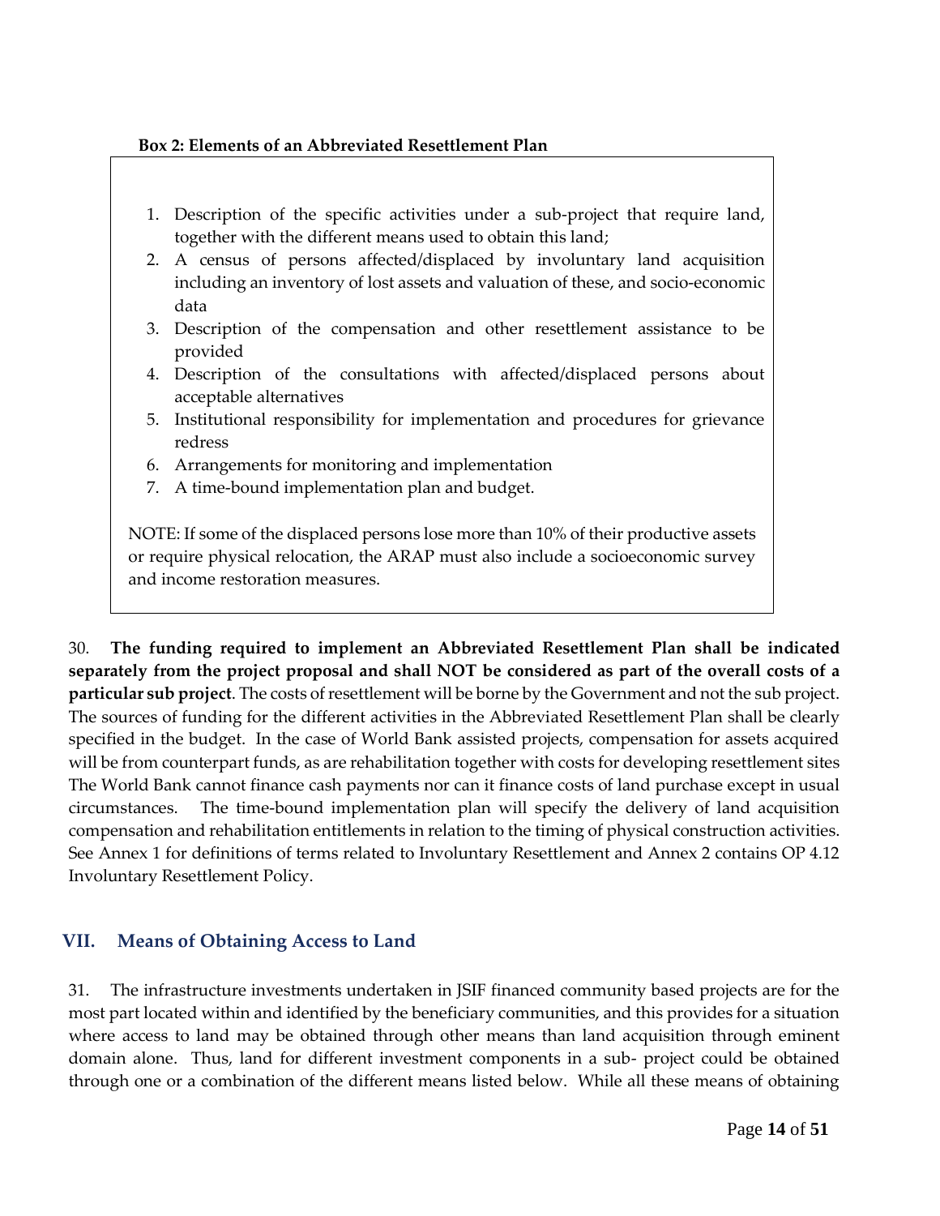**Box 2: Elements of an Abbreviated Resettlement Plan**

1. Description of the specific activities under a sub-project that require land, together with the different means used to obtain this land;
2. A census of persons affected/displaced by involuntary land acquisition including an inventory of lost assets and valuation of these, and socio-economic data
3. Description of the compensation and other resettlement assistance to be provided
4. Description of the consultations with affected/displaced persons about acceptable alternatives
5. Institutional responsibility for implementation and procedures for grievance redress
6. Arrangements for monitoring and implementation
7. A time-bound implementation plan and budget.

NOTE: If some of the displaced persons lose more than 10% of their productive assets or require physical relocation, the ARAP must also include a socioeconomic survey and income restoration measures.

30. **The funding required to implement an Abbreviated Resettlement Plan shall be indicated separately from the project proposal and shall NOT be considered as part of the overall costs of a particular sub project**. The costs of resettlement will be borne by the Government and not the sub project. The sources of funding for the different activities in the Abbreviated Resettlement Plan shall be clearly specified in the budget. In the case of World Bank assisted projects, compensation for assets acquired will be from counterpart funds, as are rehabilitation together with costs for developing resettlement sites The World Bank cannot finance cash payments nor can it finance costs of land purchase except in usual circumstances. The time-bound implementation plan will specify the delivery of land acquisition compensation and rehabilitation entitlements in relation to the timing of physical construction activities. See Annex 1 for definitions of terms related to Involuntary Resettlement and Annex 2 contains OP 4.12 Involuntary Resettlement Policy.

## VII. Means of Obtaining Access to Land

31. The infrastructure investments undertaken in JSIF financed community based projects are for the most part located within and identified by the beneficiary communities, and this provides for a situation where access to land may be obtained through other means than land acquisition through eminent domain alone. Thus, land for different investment components in a sub- project could be obtained through one or a combination of the different means listed below. While all these means of obtaining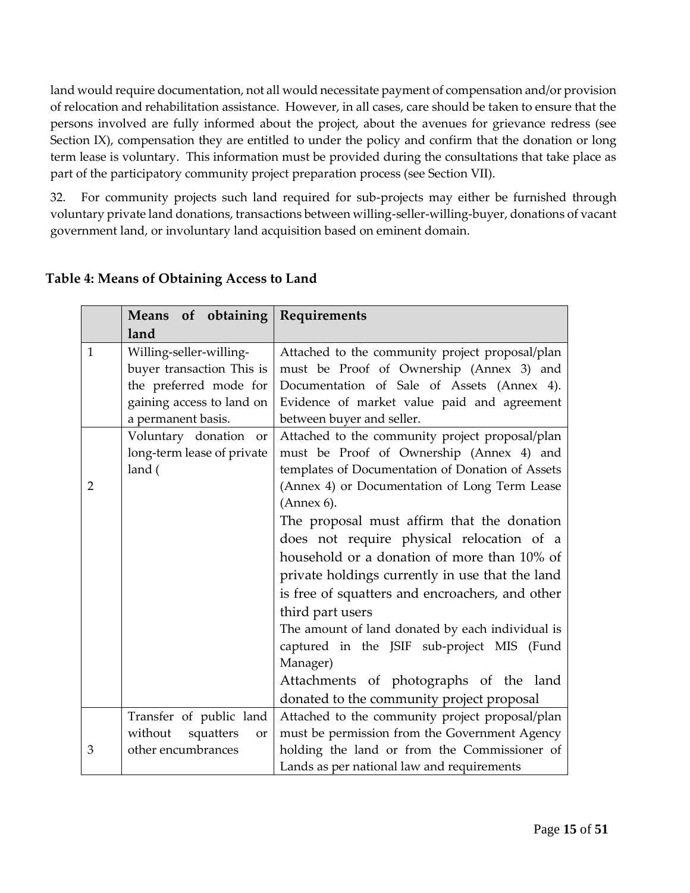land would require documentation, not all would necessitate payment of compensation and/or provision of relocation and rehabilitation assistance. However, in all cases, care should be taken to ensure that the persons involved are fully informed about the project, about the avenues for grievance redress (see Section IX), compensation they are entitled to under the policy and confirm that the donation or long term lease is voluntary. This information must be provided during the consultations that take place as part of the participatory community project preparation process (see Section VII).

32. For community projects such land required for sub-projects may either be furnished through voluntary private land donations, transactions between willing-seller-willing-buyer, donations of vacant government land, or involuntary land acquisition based on eminent domain.

**Table 4: Means of Obtaining Access to Land**

| | Means of obtaining land | Requirements |
|---|---|---|
| 1 | Willing-seller-willing-buyer transaction This is the preferred mode for gaining access to land on a permanent basis. | Attached to the community project proposal/plan must be Proof of Ownership (Annex 3) and Documentation of Sale of Assets (Annex 4). Evidence of market value paid and agreement between buyer and seller. |
| 2 | Voluntary donation or long-term lease of private land ( | Attached to the community project proposal/plan must be Proof of Ownership (Annex 4) and templates of Documentation of Donation of Assets (Annex 4) or Documentation of Long Term Lease (Annex 6).<br>The proposal must affirm that the donation does not require physical relocation of a household or a donation of more than 10% of private holdings currently in use that the land is free of squatters and encroachers, and other third part users<br>The amount of land donated by each individual is captured in the JSIF sub-project MIS (Fund Manager)<br>Attachments of photographs of the land donated to the community project proposal |
| 3 | Transfer of public land without squatters or other encumbrances | Attached to the community project proposal/plan must be permission from the Government Agency holding the land or from the Commissioner of Lands as per national law and requirements |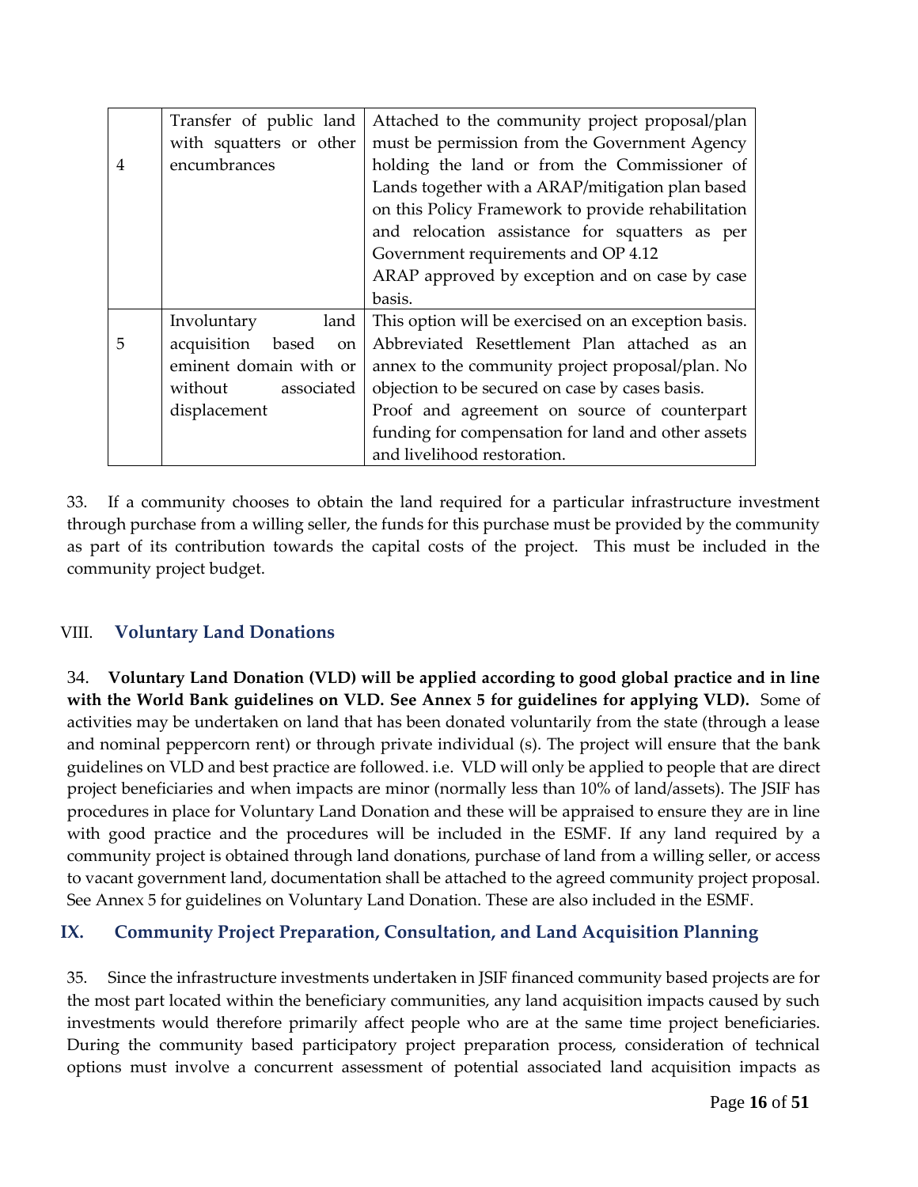| | | |
|---|---|---|
| 4 | Transfer of public land with squatters or other encumbrances | Attached to the community project proposal/plan must be permission from the Government Agency holding the land or from the Commissioner of Lands together with a ARAP/mitigation plan based on this Policy Framework to provide rehabilitation and relocation assistance for squatters as per Government requirements and OP 4.12<br>ARAP approved by exception and on case by case basis. |
| 5 | Involuntary land acquisition based on eminent domain with or without associated displacement | This option will be exercised on an exception basis. Abbreviated Resettlement Plan attached as an annex to the community project proposal/plan. No objection to be secured on case by cases basis.<br>Proof and agreement on source of counterpart funding for compensation for land and other assets and livelihood restoration. |

33. If a community chooses to obtain the land required for a particular infrastructure investment through purchase from a willing seller, the funds for this purchase must be provided by the community as part of its contribution towards the capital costs of the project. This must be included in the community project budget.

## VIII. Voluntary Land Donations

34. **Voluntary Land Donation (VLD) will be applied according to good global practice and in line with the World Bank guidelines on VLD. See Annex 5 for guidelines for applying VLD).** Some of activities may be undertaken on land that has been donated voluntarily from the state (through a lease and nominal peppercorn rent) or through private individual (s). The project will ensure that the bank guidelines on VLD and best practice are followed. i.e. VLD will only be applied to people that are direct project beneficiaries and when impacts are minor (normally less than 10% of land/assets). The JSIF has procedures in place for Voluntary Land Donation and these will be appraised to ensure they are in line with good practice and the procedures will be included in the ESMF. If any land required by a community project is obtained through land donations, purchase of land from a willing seller, or access to vacant government land, documentation shall be attached to the agreed community project proposal. See Annex 5 for guidelines on Voluntary Land Donation. These are also included in the ESMF.

## IX. Community Project Preparation, Consultation, and Land Acquisition Planning

35. Since the infrastructure investments undertaken in JSIF financed community based projects are for the most part located within the beneficiary communities, any land acquisition impacts caused by such investments would therefore primarily affect people who are at the same time project beneficiaries. During the community based participatory project preparation process, consideration of technical options must involve a concurrent assessment of potential associated land acquisition impacts as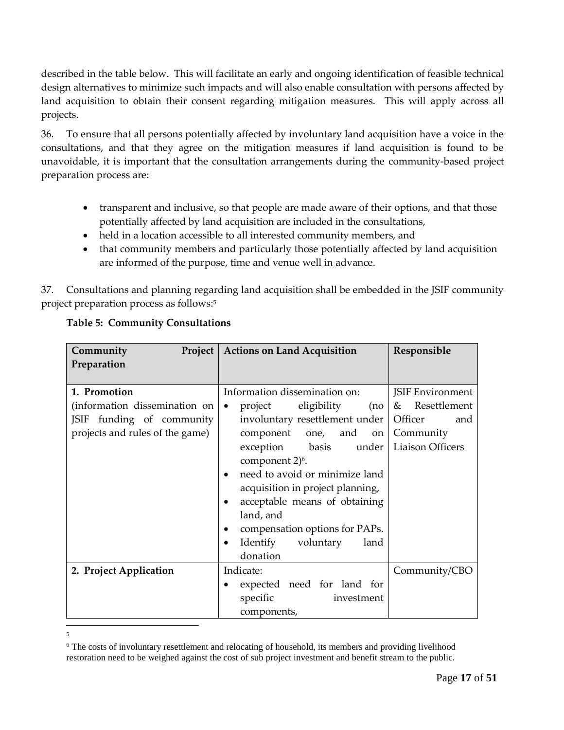described in the table below. This will facilitate an early and ongoing identification of feasible technical design alternatives to minimize such impacts and will also enable consultation with persons affected by land acquisition to obtain their consent regarding mitigation measures. This will apply across all projects.

36. To ensure that all persons potentially affected by involuntary land acquisition have a voice in the consultations, and that they agree on the mitigation measures if land acquisition is found to be unavoidable, it is important that the consultation arrangements during the community-based project preparation process are:

- transparent and inclusive, so that people are made aware of their options, and that those potentially affected by land acquisition are included in the consultations,
- held in a location accessible to all interested community members, and
- that community members and particularly those potentially affected by land acquisition are informed of the purpose, time and venue well in advance.

37. Consultations and planning regarding land acquisition shall be embedded in the JSIF community project preparation process as follows:[5]

**Table 5: Community Consultations**

| Community Project Preparation | Actions on Land Acquisition | Responsible |
|---|---|---|
| **1. Promotion** (information dissemination on JSIF funding of community projects and rules of the game) | Information dissemination on: <br>• project eligibility (no involuntary resettlement under component one, and on exception basis under component 2)[6]. <br>• need to avoid or minimize land acquisition in project planning, <br>• acceptable means of obtaining land, and <br>• compensation options for PAPs. <br>• Identify voluntary land donation | JSIF Environment & Resettlement Officer and Community Liaison Officers |
| **2. Project Application** | Indicate: <br>• expected need for land for specific investment components, | Community/CBO |

[5]

[6] The costs of involuntary resettlement and relocating of household, its members and providing livelihood restoration need to be weighed against the cost of sub project investment and benefit stream to the public.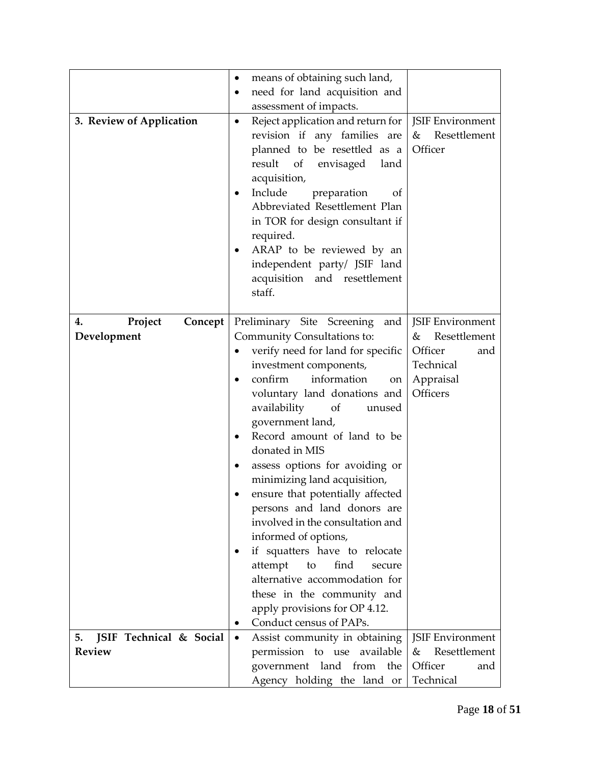| | | |
|---|---|---|
| | • means of obtaining such land,<br>• need for land acquisition and assessment of impacts. | |
| **3. Review of Application** | • Reject application and return for revision if any families are planned to be resettled as a result of envisaged land acquisition,<br>• Include preparation of Abbreviated Resettlement Plan in TOR for design consultant if required.<br>• ARAP to be reviewed by an independent party/ JSIF land acquisition and resettlement staff. | JSIF Environment & Resettlement Officer |
| **4. Project Concept Development** | Preliminary Site Screening and Community Consultations to:<br>• verify need for land for specific investment components,<br>• confirm information on voluntary land donations and availability of unused government land,<br>• Record amount of land to be donated in MIS<br>• assess options for avoiding or minimizing land acquisition,<br>• ensure that potentially affected persons and land donors are involved in the consultation and informed of options,<br>• if squatters have to relocate attempt to find secure alternative accommodation for these in the community and apply provisions for OP 4.12.<br>• Conduct census of PAPs. | JSIF Environment & Resettlement Officer and Technical Appraisal Officers |
| **5. JSIF Technical & Social Review** | • Assist community in obtaining permission to use available government land from the Agency holding the land or | JSIF Environment & Resettlement Officer and Technical |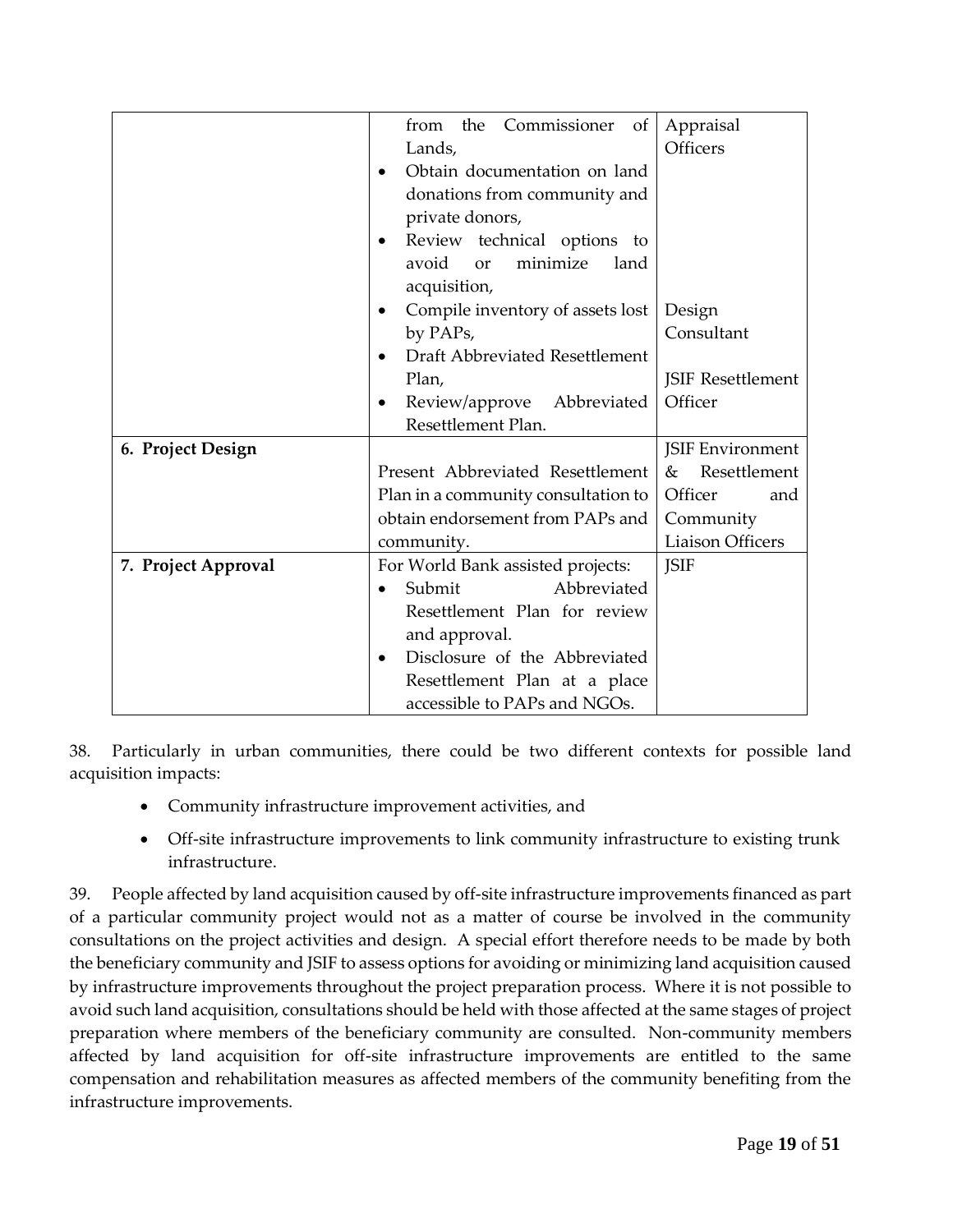| | | |
|---|---|---|
| | from the Commissioner of Lands,<br>• Obtain documentation on land donations from community and private donors,<br>• Review technical options to avoid or minimize land acquisition,<br>• Compile inventory of assets lost by PAPs,<br>• Draft Abbreviated Resettlement Plan,<br>• Review/approve Abbreviated Resettlement Plan. | Appraisal Officers<br><br>Design Consultant<br><br>JSIF Resettlement Officer |
| **6. Project Design** | Present Abbreviated Resettlement Plan in a community consultation to obtain endorsement from PAPs and community. | JSIF Environment & Resettlement Officer and Community Liaison Officers |
| **7. Project Approval** | For World Bank assisted projects:<br>• Submit Abbreviated Resettlement Plan for review and approval.<br>• Disclosure of the Abbreviated Resettlement Plan at a place accessible to PAPs and NGOs. | JSIF |

38. Particularly in urban communities, there could be two different contexts for possible land acquisition impacts:

- Community infrastructure improvement activities, and
- Off-site infrastructure improvements to link community infrastructure to existing trunk infrastructure.

39. People affected by land acquisition caused by off-site infrastructure improvements financed as part of a particular community project would not as a matter of course be involved in the community consultations on the project activities and design. A special effort therefore needs to be made by both the beneficiary community and JSIF to assess options for avoiding or minimizing land acquisition caused by infrastructure improvements throughout the project preparation process. Where it is not possible to avoid such land acquisition, consultations should be held with those affected at the same stages of project preparation where members of the beneficiary community are consulted. Non-community members affected by land acquisition for off-site infrastructure improvements are entitled to the same compensation and rehabilitation measures as affected members of the community benefiting from the infrastructure improvements.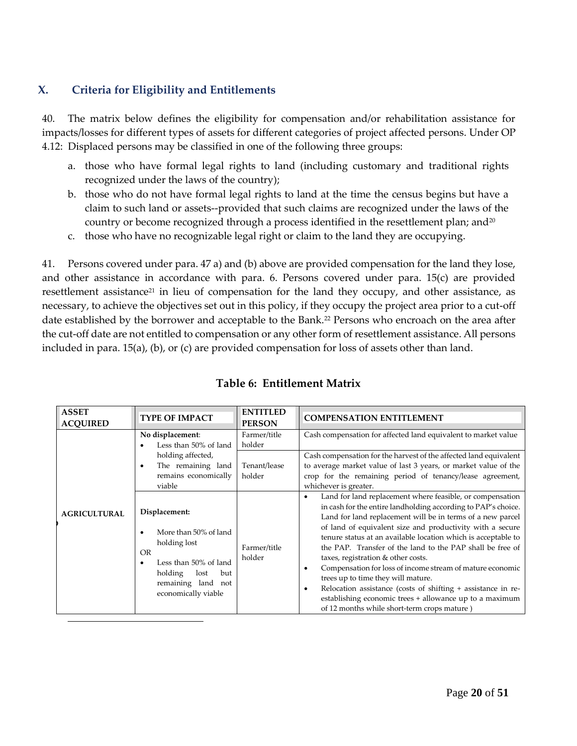## X. Criteria for Eligibility and Entitlements

40. The matrix below defines the eligibility for compensation and/or rehabilitation assistance for impacts/losses for different types of assets for different categories of project affected persons. Under OP 4.12: Displaced persons may be classified in one of the following three groups:

a. those who have formal legal rights to land (including customary and traditional rights recognized under the laws of the country);
b. those who do not have formal legal rights to land at the time the census begins but have a claim to such land or assets--provided that such claims are recognized under the laws of the country or become recognized through a process identified in the resettlement plan; and[20]
c. those who have no recognizable legal right or claim to the land they are occupying.

41. Persons covered under para. 47 a) and (b) above are provided compensation for the land they lose, and other assistance in accordance with para. 6. Persons covered under para. 15(c) are provided resettlement assistance[21] in lieu of compensation for the land they occupy, and other assistance, as necessary, to achieve the objectives set out in this policy, if they occupy the project area prior to a cut-off date established by the borrower and acceptable to the Bank.[22] Persons who encroach on the area after the cut-off date are not entitled to compensation or any other form of resettlement assistance. All persons included in para. 15(a), (b), or (c) are provided compensation for loss of assets other than land.

**Table 6: Entitlement Matrix**

| ASSET ACQUIRED | TYPE OF IMPACT | ENTITLED PERSON | COMPENSATION ENTITLEMENT |
|---|---|---|---|
| AGRICULTURAL | **No displacement**: <br>• Less than 50% of land holding affected, <br>• The remaining land remains economically viable | Farmer/title holder | Cash compensation for affected land equivalent to market value |
| | | Tenant/lease holder | Cash compensation for the harvest of the affected land equivalent to average market value of last 3 years, or market value of the crop for the remaining period of tenancy/lease agreement, whichever is greater. |
| | **Displacement:** <br>• More than 50% of land holding lost <br>OR <br>• Less than 50% of land holding lost but remaining land not economically viable | Farmer/title holder | • Land for land replacement where feasible, or compensation in cash for the entire landholding according to PAP's choice. Land for land replacement will be in terms of a new parcel of land of equivalent size and productivity with a secure tenure status at an available location which is acceptable to the PAP. Transfer of the land to the PAP shall be free of taxes, registration & other costs. <br>• Compensation for loss of income stream of mature economic trees up to time they will mature. <br>• Relocation assistance (costs of shifting + assistance in re-establishing economic trees + allowance up to a maximum of 12 months while short-term crops mature ) |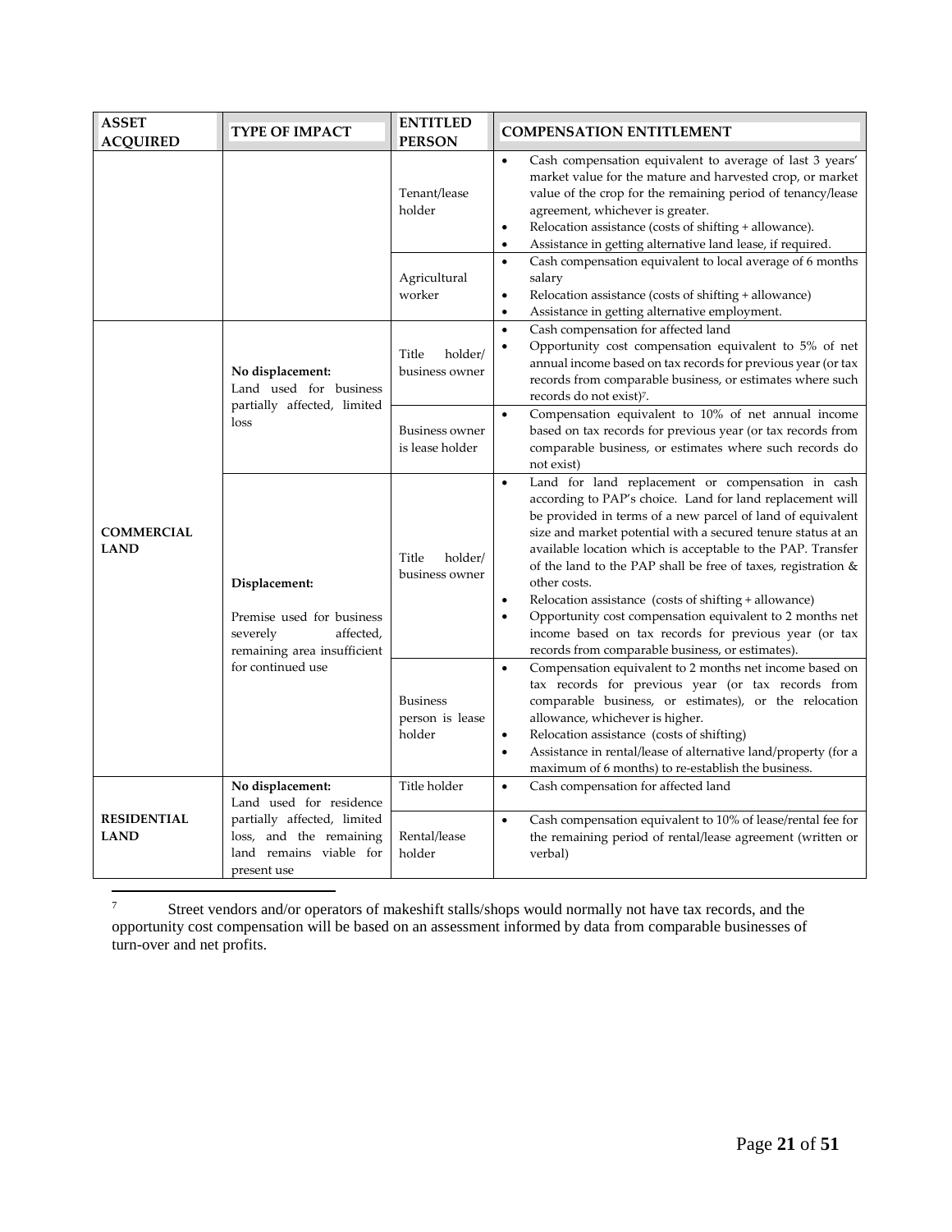| ASSET ACQUIRED | TYPE OF IMPACT | ENTITLED PERSON | COMPENSATION ENTITLEMENT |
|---|---|---|---|
| | | Tenant/lease holder | • Cash compensation equivalent to average of last 3 years' market value for the mature and harvested crop, or market value of the crop for the remaining period of tenancy/lease agreement, whichever is greater.<br>• Relocation assistance (costs of shifting + allowance).<br>• Assistance in getting alternative land lease, if required. |
| | | Agricultural worker | • Cash compensation equivalent to local average of 6 months salary<br>• Relocation assistance (costs of shifting + allowance)<br>• Assistance in getting alternative employment. |
| **COMMERCIAL LAND** | **No displacement:** Land used for business partially affected, limited loss | Title holder/ business owner | • Cash compensation for affected land<br>• Opportunity cost compensation equivalent to 5% of net annual income based on tax records for previous year (or tax records from comparable business, or estimates where such records do not exist)[7]. |
| | | Business owner is lease holder | • Compensation equivalent to 10% of net annual income based on tax records for previous year (or tax records from comparable business, or estimates where such records do not exist) |
| | **Displacement:** Premise used for business severely affected, remaining area insufficient for continued use | Title holder/ business owner | • Land for land replacement or compensation in cash according to PAP's choice. Land for land replacement will be provided in terms of a new parcel of land of equivalent size and market potential with a secured tenure status at an available location which is acceptable to the PAP. Transfer of the land to the PAP shall be free of taxes, registration & other costs.<br>• Relocation assistance (costs of shifting + allowance)<br>• Opportunity cost compensation equivalent to 2 months net income based on tax records for previous year (or tax records from comparable business, or estimates). |
| | | Business person is lease holder | • Compensation equivalent to 2 months net income based on tax records for previous year (or tax records from comparable business, or estimates), or the relocation allowance, whichever is higher.<br>• Relocation assistance (costs of shifting)<br>• Assistance in rental/lease of alternative land/property (for a maximum of 6 months) to re-establish the business. |
| **RESIDENTIAL LAND** | **No displacement:** Land used for residence partially affected, limited loss, and the remaining land remains viable for present use | Title holder | • Cash compensation for affected land |
| | | Rental/lease holder | • Cash compensation equivalent to 10% of lease/rental fee for the remaining period of rental/lease agreement (written or verbal) |

[7] Street vendors and/or operators of makeshift stalls/shops would normally not have tax records, and the opportunity cost compensation will be based on an assessment informed by data from comparable businesses of turn-over and net profits.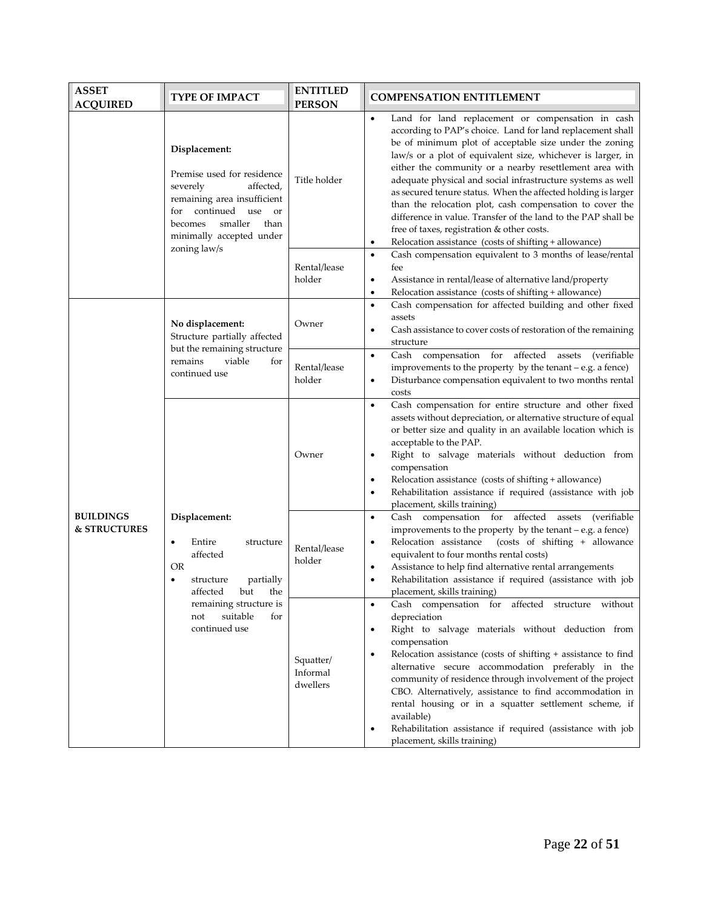| ASSET ACQUIRED | TYPE OF IMPACT | ENTITLED PERSON | COMPENSATION ENTITLEMENT |
|---|---|---|---|
| | **Displacement:** Premise used for residence severely affected, remaining area insufficient for continued use or becomes smaller than minimally accepted under zoning law/s | Title holder | • Land for land replacement or compensation in cash according to PAP's choice. Land for land replacement shall be of minimum plot of acceptable size under the zoning law/s or a plot of equivalent size, whichever is larger, in either the community or a nearby resettlement area with adequate physical and social infrastructure systems as well as secured tenure status. When the affected holding is larger than the relocation plot, cash compensation to cover the difference in value. Transfer of the land to the PAP shall be free of taxes, registration & other costs. • Relocation assistance (costs of shifting + allowance) |
| | | Rental/lease holder | • Cash compensation equivalent to 3 months of lease/rental fee • Assistance in rental/lease of alternative land/property • Relocation assistance (costs of shifting + allowance) |
| **BUILDINGS & STRUCTURES** | **No displacement:** Structure partially affected but the remaining structure remains viable for continued use | Owner | • Cash compensation for affected building and other fixed assets • Cash assistance to cover costs of restoration of the remaining structure |
| | | Rental/lease holder | • Cash compensation for affected assets (verifiable improvements to the property by the tenant – e.g. a fence) • Disturbance compensation equivalent to two months rental costs |
| | **Displacement:** • Entire structure affected OR • structure partially affected but the remaining structure is not suitable for continued use | Owner | • Cash compensation for entire structure and other fixed assets without depreciation, or alternative structure of equal or better size and quality in an available location which is acceptable to the PAP. • Right to salvage materials without deduction from compensation • Relocation assistance (costs of shifting + allowance) • Rehabilitation assistance if required (assistance with job placement, skills training) |
| | | Rental/lease holder | • Cash compensation for affected assets (verifiable improvements to the property by the tenant – e.g. a fence) • Relocation assistance (costs of shifting + allowance equivalent to four months rental costs) • Assistance to help find alternative rental arrangements • Rehabilitation assistance if required (assistance with job placement, skills training) |
| | | Squatter/ Informal dwellers | • Cash compensation for affected structure without depreciation • Right to salvage materials without deduction from compensation • Relocation assistance (costs of shifting + assistance to find alternative secure accommodation preferably in the community of residence through involvement of the project CBO. Alternatively, assistance to find accommodation in rental housing or in a squatter settlement scheme, if available) • Rehabilitation assistance if required (assistance with job placement, skills training) |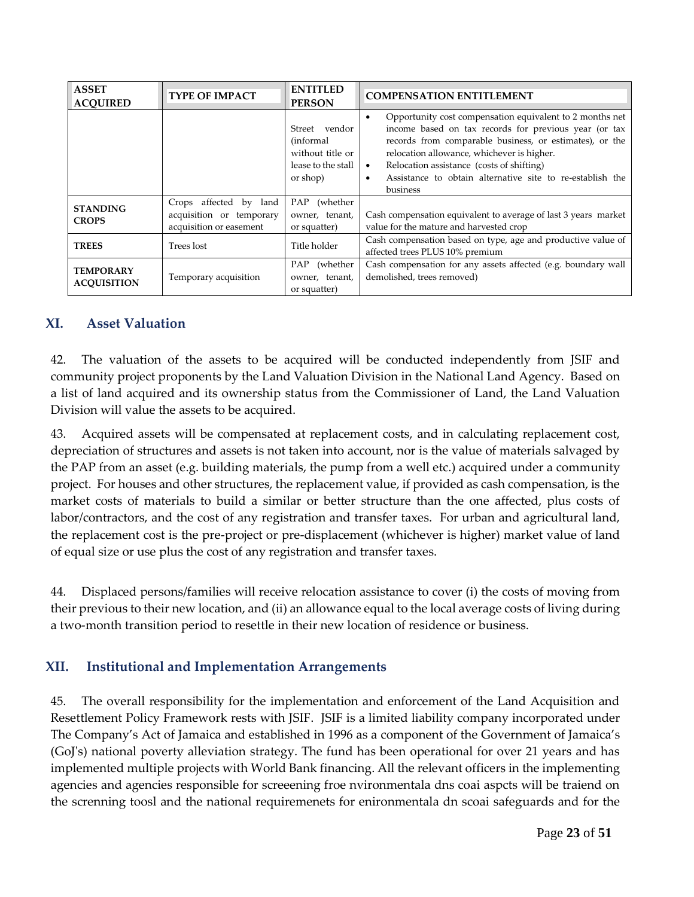| ASSET ACQUIRED | TYPE OF IMPACT | ENTITLED PERSON | COMPENSATION ENTITLEMENT |
|---|---|---|---|
| | | Street vendor (informal without title or lease to the stall or shop) | • Opportunity cost compensation equivalent to 2 months net income based on tax records for previous year (or tax records from comparable business, or estimates), or the relocation allowance, whichever is higher.<br>• Relocation assistance (costs of shifting)<br>• Assistance to obtain alternative site to re-establish the business |
| **STANDING CROPS** | Crops affected by land acquisition or temporary acquisition or easement | PAP (whether owner, tenant, or squatter) | Cash compensation equivalent to average of last 3 years market value for the mature and harvested crop |
| **TREES** | Trees lost | Title holder | Cash compensation based on type, age and productive value of affected trees PLUS 10% premium |
| **TEMPORARY ACQUISITION** | Temporary acquisition | PAP (whether owner, tenant, or squatter) | Cash compensation for any assets affected (e.g. boundary wall demolished, trees removed) |

## XI. Asset Valuation

42. The valuation of the assets to be acquired will be conducted independently from JSIF and community project proponents by the Land Valuation Division in the National Land Agency. Based on a list of land acquired and its ownership status from the Commissioner of Land, the Land Valuation Division will value the assets to be acquired.

43. Acquired assets will be compensated at replacement costs, and in calculating replacement cost, depreciation of structures and assets is not taken into account, nor is the value of materials salvaged by the PAP from an asset (e.g. building materials, the pump from a well etc.) acquired under a community project. For houses and other structures, the replacement value, if provided as cash compensation, is the market costs of materials to build a similar or better structure than the one affected, plus costs of labor/contractors, and the cost of any registration and transfer taxes. For urban and agricultural land, the replacement cost is the pre-project or pre-displacement (whichever is higher) market value of land of equal size or use plus the cost of any registration and transfer taxes.

44. Displaced persons/families will receive relocation assistance to cover (i) the costs of moving from their previous to their new location, and (ii) an allowance equal to the local average costs of living during a two-month transition period to resettle in their new location of residence or business.

## XII. Institutional and Implementation Arrangements

45. The overall responsibility for the implementation and enforcement of the Land Acquisition and Resettlement Policy Framework rests with JSIF. JSIF is a limited liability company incorporated under The Company's Act of Jamaica and established in 1996 as a component of the Government of Jamaica's (GoJ's) national poverty alleviation strategy. The fund has been operational for over 21 years and has implemented multiple projects with World Bank financing. All the relevant officers in the implementing agencies and agencies responsible for screeening froe nvironmentala dns coai aspcts will be traiend on the scr領ning toosl and the national requiremenets for enironmentala dn scoai safeguards and for the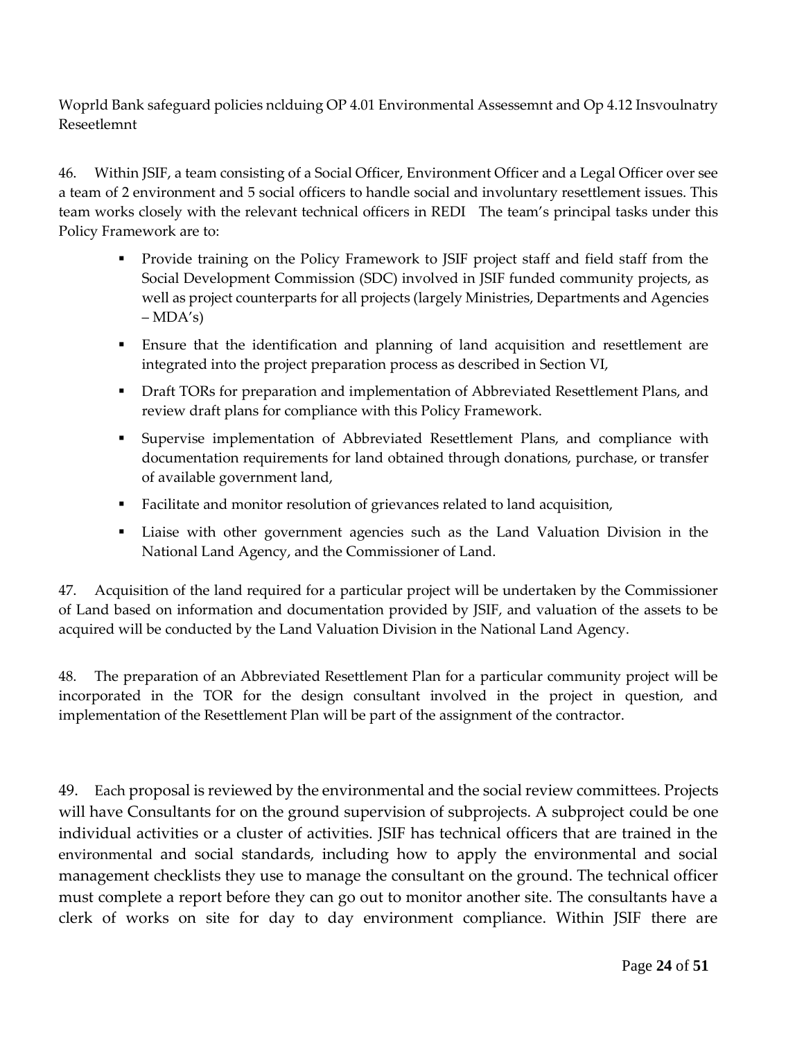Woprld Bank safeguard policies nclduing OP 4.01 Environmental Assessemnt and Op 4.12 Insvoulnatry Reseetlemnt

46. Within JSIF, a team consisting of a Social Officer, Environment Officer and a Legal Officer over see a team of 2 environment and 5 social officers to handle social and involuntary resettlement issues. This team works closely with the relevant technical officers in REDI The team's principal tasks under this Policy Framework are to:

- Provide training on the Policy Framework to JSIF project staff and field staff from the Social Development Commission (SDC) involved in JSIF funded community projects, as well as project counterparts for all projects (largely Ministries, Departments and Agencies – MDA's)
- Ensure that the identification and planning of land acquisition and resettlement are integrated into the project preparation process as described in Section VI,
- Draft TORs for preparation and implementation of Abbreviated Resettlement Plans, and review draft plans for compliance with this Policy Framework.
- Supervise implementation of Abbreviated Resettlement Plans, and compliance with documentation requirements for land obtained through donations, purchase, or transfer of available government land,
- Facilitate and monitor resolution of grievances related to land acquisition,
- Liaise with other government agencies such as the Land Valuation Division in the National Land Agency, and the Commissioner of Land.

47. Acquisition of the land required for a particular project will be undertaken by the Commissioner of Land based on information and documentation provided by JSIF, and valuation of the assets to be acquired will be conducted by the Land Valuation Division in the National Land Agency.

48. The preparation of an Abbreviated Resettlement Plan for a particular community project will be incorporated in the TOR for the design consultant involved in the project in question, and implementation of the Resettlement Plan will be part of the assignment of the contractor.

49. Each proposal is reviewed by the environmental and the social review committees. Projects will have Consultants for on the ground supervision of subprojects. A subproject could be one individual activities or a cluster of activities. JSIF has technical officers that are trained in the environmental and social standards, including how to apply the environmental and social management checklists they use to manage the consultant on the ground. The technical officer must complete a report before they can go out to monitor another site. The consultants have a clerk of works on site for day to day environment compliance. Within JSIF there are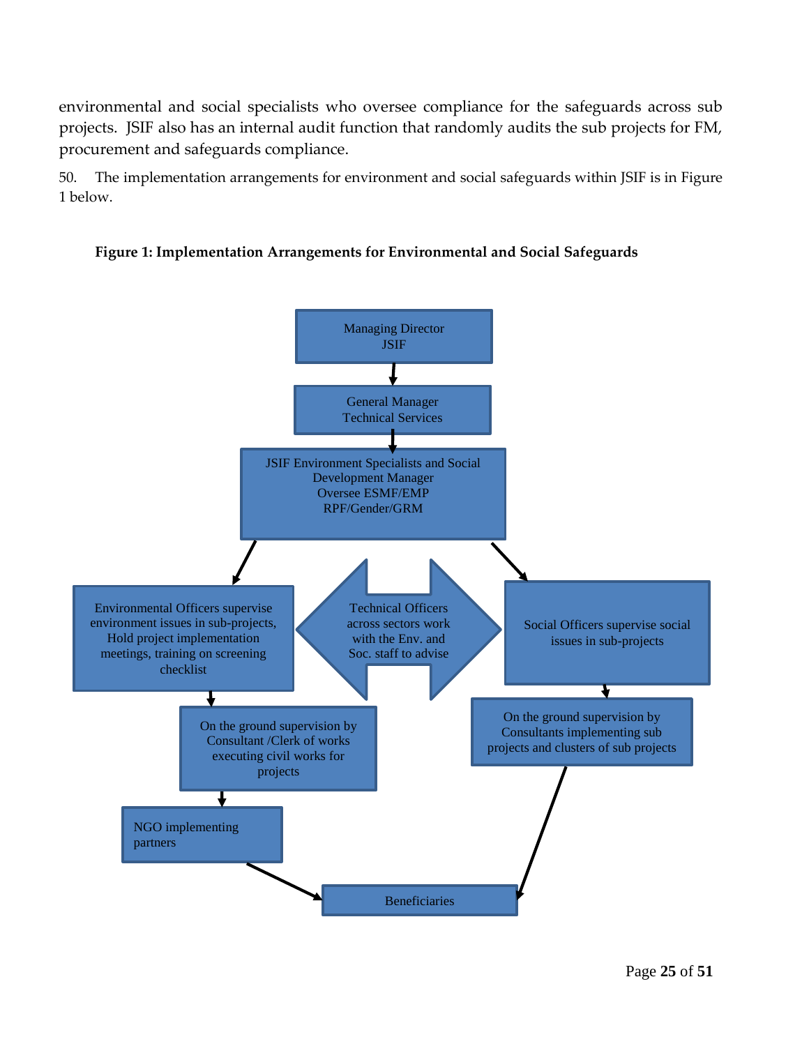environmental and social specialists who oversee compliance for the safeguards across sub projects. JSIF also has an internal audit function that randomly audits the sub projects for FM, procurement and safeguards compliance.

50. The implementation arrangements for environment and social safeguards within JSIF is in Figure 1 below.

**Figure 1: Implementation Arrangements for Environmental and Social Safeguards**

Managing Director
JSIF

General Manager
Technical Services

JSIF Environment Specialists and Social Development Manager
Oversee ESMF/EMP
RPF/Gender/GRM

Environmental Officers supervise environment issues in sub-projects, Hold project implementation meetings, training on screening checklist

Technical Officers across sectors work with the Env. and Soc. staff to advise

Social Officers supervise social issues in sub-projects

On the ground supervision by Consultant /Clerk of works executing civil works for projects

On the ground supervision by Consultants implementing sub projects and clusters of sub projects

NGO implementing partners

Beneficiaries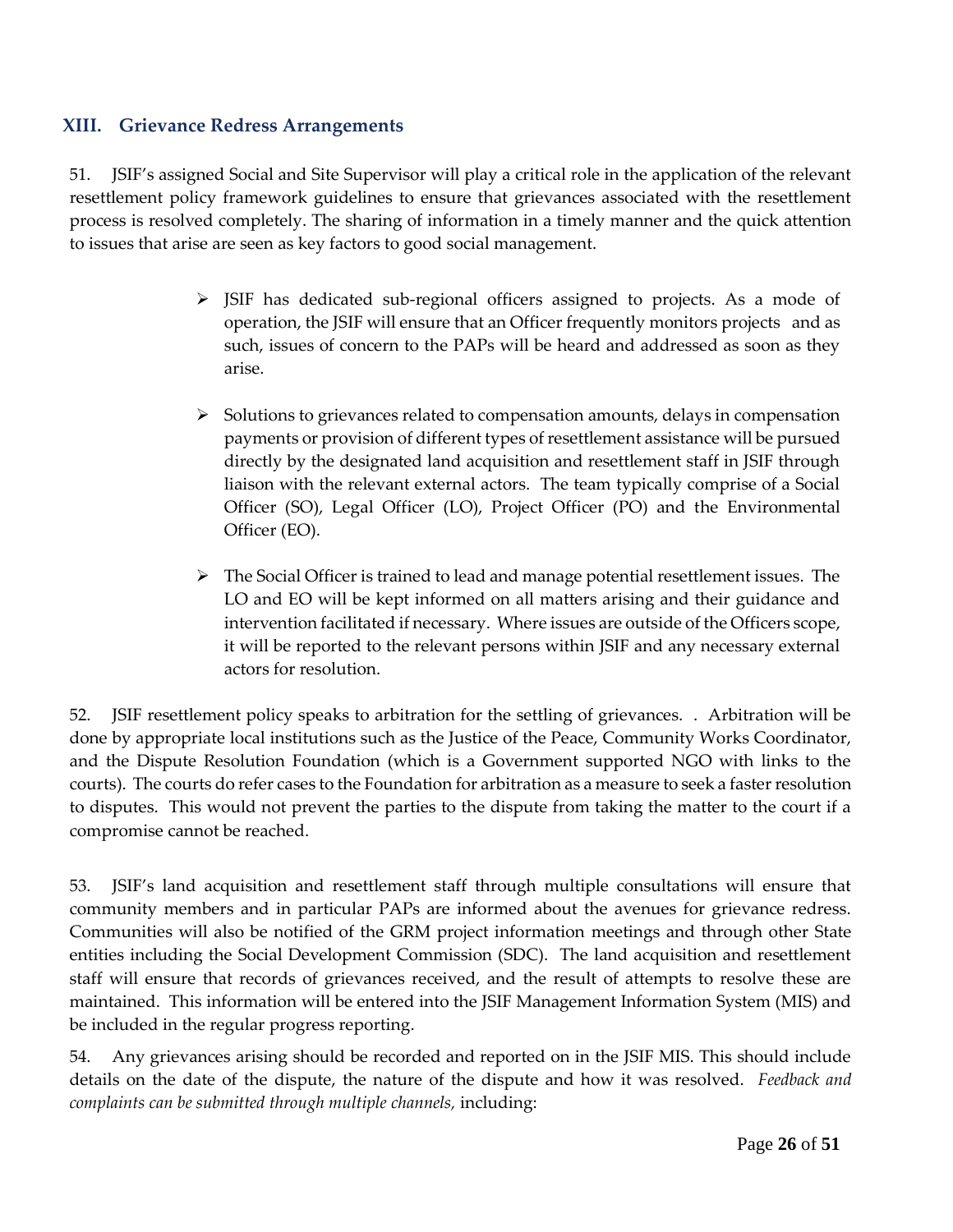## XIII. Grievance Redress Arrangements

51. JSIF's assigned Social and Site Supervisor will play a critical role in the application of the relevant resettlement policy framework guidelines to ensure that grievances associated with the resettlement process is resolved completely. The sharing of information in a timely manner and the quick attention to issues that arise are seen as key factors to good social management.

- JSIF has dedicated sub-regional officers assigned to projects. As a mode of operation, the JSIF will ensure that an Officer frequently monitors projects and as such, issues of concern to the PAPs will be heard and addressed as soon as they arise.

- Solutions to grievances related to compensation amounts, delays in compensation payments or provision of different types of resettlement assistance will be pursued directly by the designated land acquisition and resettlement staff in JSIF through liaison with the relevant external actors. The team typically comprise of a Social Officer (SO), Legal Officer (LO), Project Officer (PO) and the Environmental Officer (EO).

- The Social Officer is trained to lead and manage potential resettlement issues. The LO and EO will be kept informed on all matters arising and their guidance and intervention facilitated if necessary. Where issues are outside of the Officers scope, it will be reported to the relevant persons within JSIF and any necessary external actors for resolution.

52. JSIF resettlement policy speaks to arbitration for the settling of grievances. . Arbitration will be done by appropriate local institutions such as the Justice of the Peace, Community Works Coordinator, and the Dispute Resolution Foundation (which is a Government supported NGO with links to the courts). The courts do refer cases to the Foundation for arbitration as a measure to seek a faster resolution to disputes. This would not prevent the parties to the dispute from taking the matter to the court if a compromise cannot be reached.

53. JSIF's land acquisition and resettlement staff through multiple consultations will ensure that community members and in particular PAPs are informed about the avenues for grievance redress. Communities will also be notified of the GRM project information meetings and through other State entities including the Social Development Commission (SDC). The land acquisition and resettlement staff will ensure that records of grievances received, and the result of attempts to resolve these are maintained. This information will be entered into the JSIF Management Information System (MIS) and be included in the regular progress reporting.

54. Any grievances arising should be recorded and reported on in the JSIF MIS. This should include details on the date of the dispute, the nature of the dispute and how it was resolved. *Feedback and complaints can be submitted through multiple channels,* including: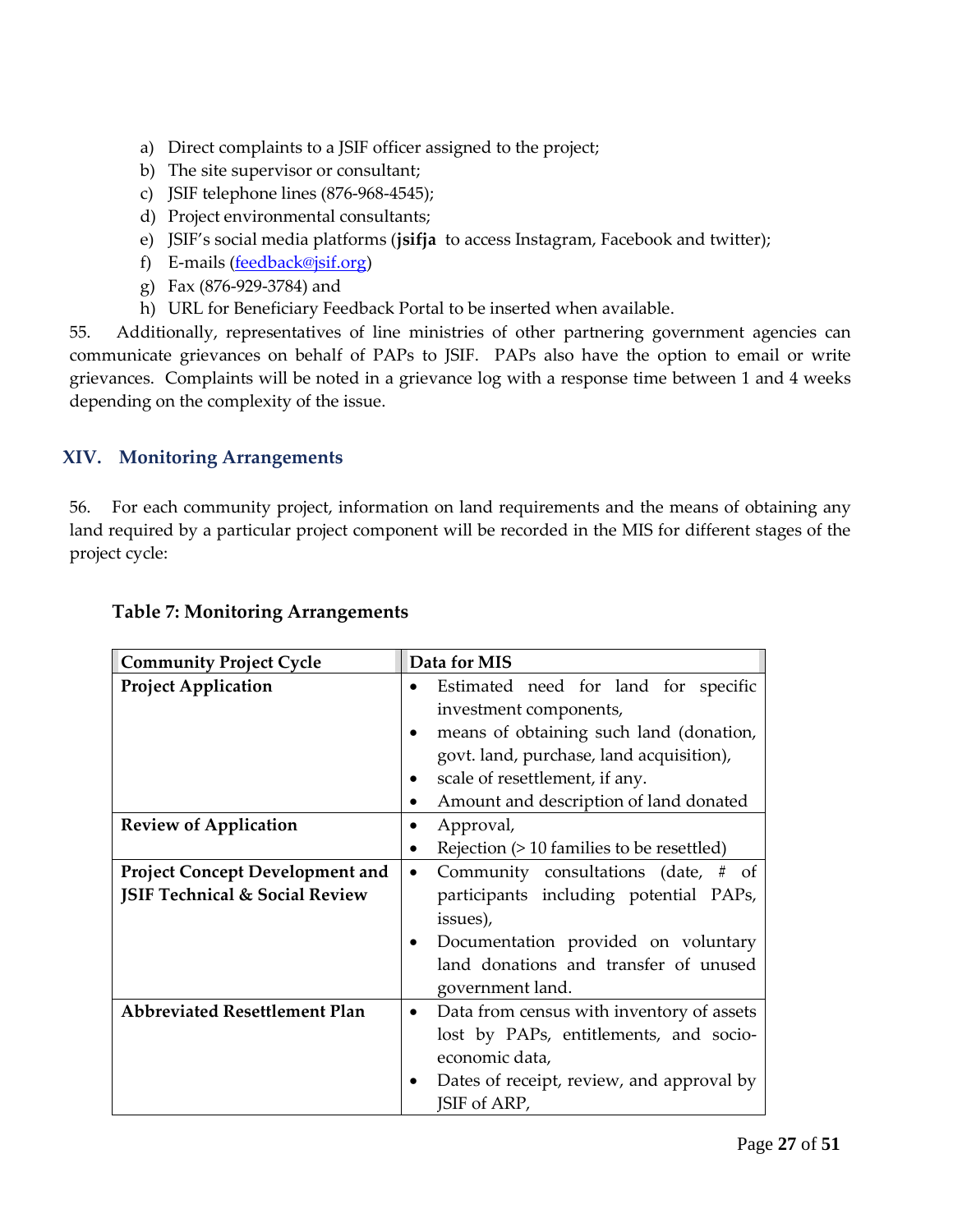a) Direct complaints to a JSIF officer assigned to the project;
b) The site supervisor or consultant;
c) JSIF telephone lines (876-968-4545);
d) Project environmental consultants;
e) JSIF's social media platforms (**jsifja** to access Instagram, Facebook and twitter);
f) E-mails (feedback@jsif.org)
g) Fax (876-929-3784) and
h) URL for Beneficiary Feedback Portal to be inserted when available.

55. Additionally, representatives of line ministries of other partnering government agencies can communicate grievances on behalf of PAPs to JSIF. PAPs also have the option to email or write grievances. Complaints will be noted in a grievance log with a response time between 1 and 4 weeks depending on the complexity of the issue.

## XIV. Monitoring Arrangements

56. For each community project, information on land requirements and the means of obtaining any land required by a particular project component will be recorded in the MIS for different stages of the project cycle:

**Table 7: Monitoring Arrangements**

| Community Project Cycle | Data for MIS |
|---|---|
| **Project Application** | • Estimated need for land for specific investment components,<br>• means of obtaining such land (donation, govt. land, purchase, land acquisition),<br>• scale of resettlement, if any.<br>• Amount and description of land donated |
| **Review of Application** | • Approval,<br>• Rejection (> 10 families to be resettled) |
| **Project Concept Development and JSIF Technical & Social Review** | • Community consultations (date, # of participants including potential PAPs, issues),<br>• Documentation provided on voluntary land donations and transfer of unused government land. |
| **Abbreviated Resettlement Plan** | • Data from census with inventory of assets lost by PAPs, entitlements, and socio-economic data,<br>• Dates of receipt, review, and approval by JSIF of ARP, |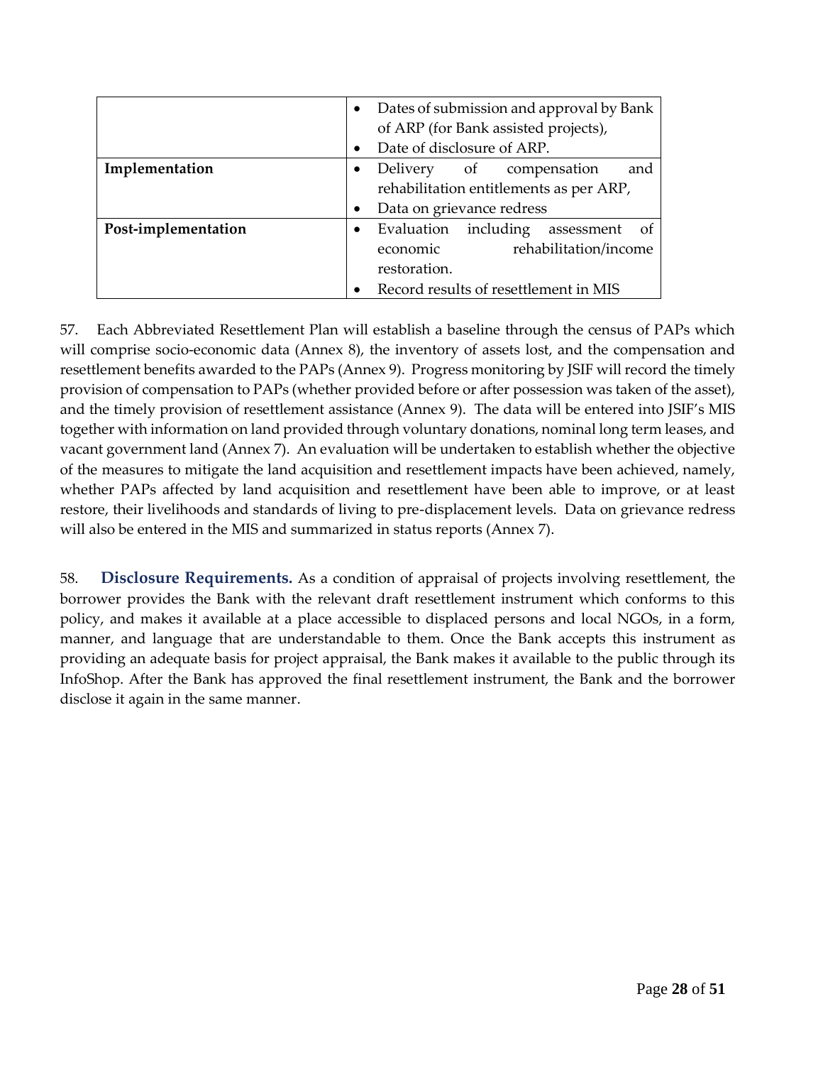| | |
|---|---|
| | • Dates of submission and approval by Bank of ARP (for Bank assisted projects),<br>• Date of disclosure of ARP. |
| **Implementation** | • Delivery of compensation and rehabilitation entitlements as per ARP,<br>• Data on grievance redress |
| **Post-implementation** | • Evaluation including assessment of economic rehabilitation/income restoration.<br>• Record results of resettlement in MIS |

57. Each Abbreviated Resettlement Plan will establish a baseline through the census of PAPs which will comprise socio-economic data (Annex 8), the inventory of assets lost, and the compensation and resettlement benefits awarded to the PAPs (Annex 9). Progress monitoring by JSIF will record the timely provision of compensation to PAPs (whether provided before or after possession was taken of the asset), and the timely provision of resettlement assistance (Annex 9). The data will be entered into JSIF's MIS together with information on land provided through voluntary donations, nominal long term leases, and vacant government land (Annex 7). An evaluation will be undertaken to establish whether the objective of the measures to mitigate the land acquisition and resettlement impacts have been achieved, namely, whether PAPs affected by land acquisition and resettlement have been able to improve, or at least restore, their livelihoods and standards of living to pre-displacement levels. Data on grievance redress will also be entered in the MIS and summarized in status reports (Annex 7).

58. **Disclosure Requirements.** As a condition of appraisal of projects involving resettlement, the borrower provides the Bank with the relevant draft resettlement instrument which conforms to this policy, and makes it available at a place accessible to displaced persons and local NGOs, in a form, manner, and language that are understandable to them. Once the Bank accepts this instrument as providing an adequate basis for project appraisal, the Bank makes it available to the public through its InfoShop. After the Bank has approved the final resettlement instrument, the Bank and the borrower disclose it again in the same manner.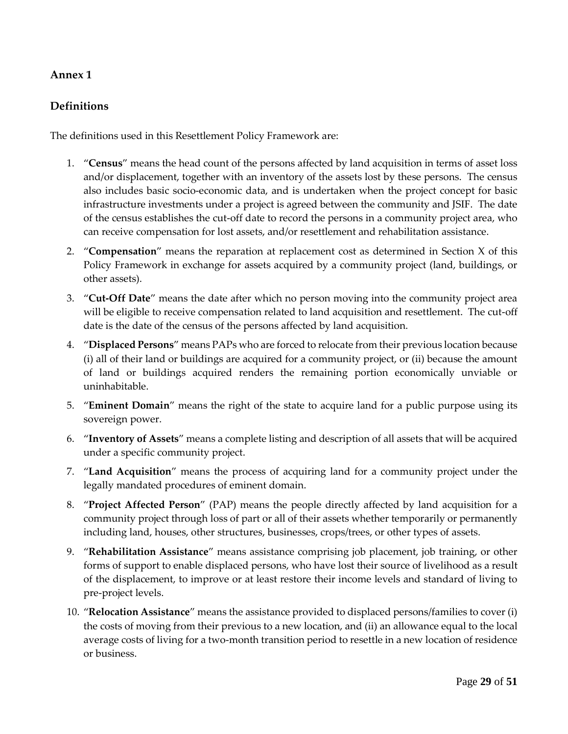## Annex 1

## Definitions

The definitions used in this Resettlement Policy Framework are:

1. "**Census**" means the head count of the persons affected by land acquisition in terms of asset loss and/or displacement, together with an inventory of the assets lost by these persons. The census also includes basic socio-economic data, and is undertaken when the project concept for basic infrastructure investments under a project is agreed between the community and JSIF. The date of the census establishes the cut-off date to record the persons in a community project area, who can receive compensation for lost assets, and/or resettlement and rehabilitation assistance.
2. "**Compensation**" means the reparation at replacement cost as determined in Section X of this Policy Framework in exchange for assets acquired by a community project (land, buildings, or other assets).
3. "**Cut-Off Date**" means the date after which no person moving into the community project area will be eligible to receive compensation related to land acquisition and resettlement. The cut-off date is the date of the census of the persons affected by land acquisition.
4. "**Displaced Persons**" means PAPs who are forced to relocate from their previous location because (i) all of their land or buildings are acquired for a community project, or (ii) because the amount of land or buildings acquired renders the remaining portion economically unviable or uninhabitable.
5. "**Eminent Domain**" means the right of the state to acquire land for a public purpose using its sovereign power.
6. "**Inventory of Assets**" means a complete listing and description of all assets that will be acquired under a specific community project.
7. "**Land Acquisition**" means the process of acquiring land for a community project under the legally mandated procedures of eminent domain.
8. "**Project Affected Person**" (PAP) means the people directly affected by land acquisition for a community project through loss of part or all of their assets whether temporarily or permanently including land, houses, other structures, businesses, crops/trees, or other types of assets.
9. "**Rehabilitation Assistance**" means assistance comprising job placement, job training, or other forms of support to enable displaced persons, who have lost their source of livelihood as a result of the displacement, to improve or at least restore their income levels and standard of living to pre-project levels.
10. "**Relocation Assistance**" means the assistance provided to displaced persons/families to cover (i) the costs of moving from their previous to a new location, and (ii) an allowance equal to the local average costs of living for a two-month transition period to resettle in a new location of residence or business.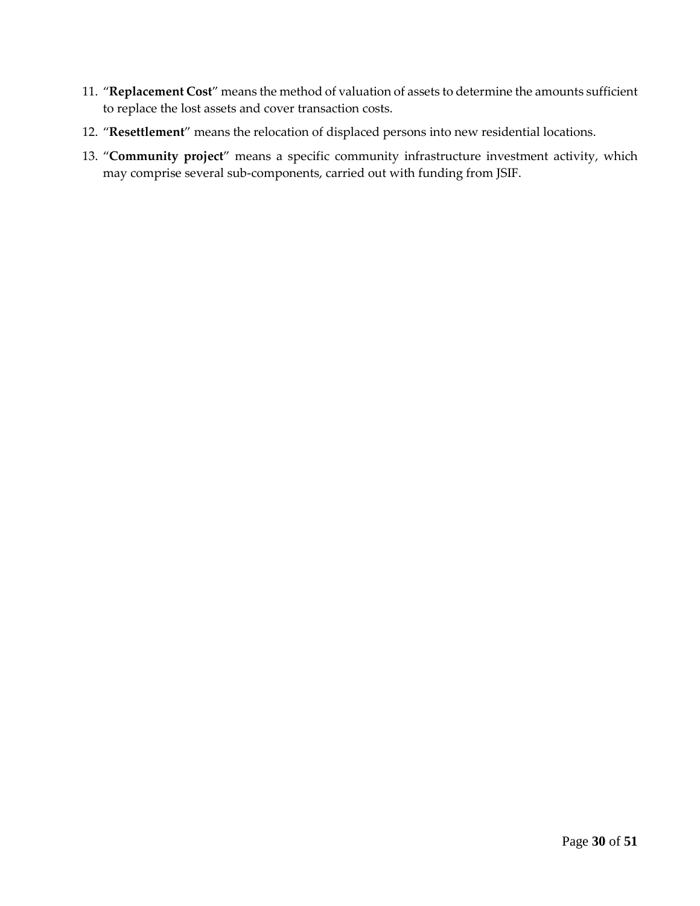11. "**Replacement Cost**" means the method of valuation of assets to determine the amounts sufficient to replace the lost assets and cover transaction costs.
12. "**Resettlement**" means the relocation of displaced persons into new residential locations.
13. "**Community project**" means a specific community infrastructure investment activity, which may comprise several sub-components, carried out with funding from JSIF.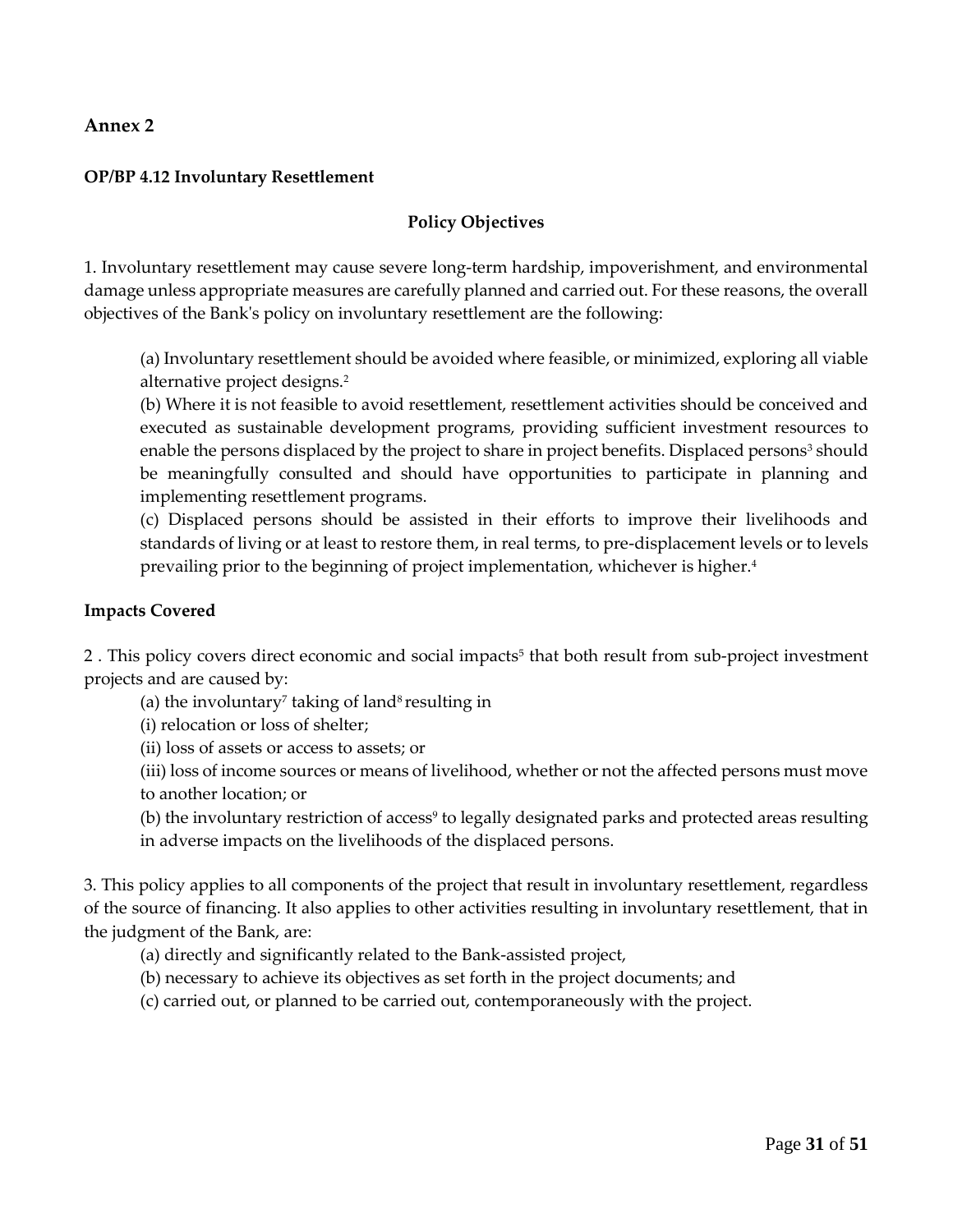## Annex 2

### OP/BP 4.12 Involuntary Resettlement

#### Policy Objectives

1. Involuntary resettlement may cause severe long-term hardship, impoverishment, and environmental damage unless appropriate measures are carefully planned and carried out. For these reasons, the overall objectives of the Bank's policy on involuntary resettlement are the following:

   (a) Involuntary resettlement should be avoided where feasible, or minimized, exploring all viable alternative project designs.[2]

   (b) Where it is not feasible to avoid resettlement, resettlement activities should be conceived and executed as sustainable development programs, providing sufficient investment resources to enable the persons displaced by the project to share in project benefits. Displaced persons[3] should be meaningfully consulted and should have opportunities to participate in planning and implementing resettlement programs.

   (c) Displaced persons should be assisted in their efforts to improve their livelihoods and standards of living or at least to restore them, in real terms, to pre-displacement levels or to levels prevailing prior to the beginning of project implementation, whichever is higher.[4]

### Impacts Covered

2 . This policy covers direct economic and social impacts[5] that both result from sub-project investment projects and are caused by:

   (a) the involuntary[7] taking of land[8] resulting in

   (i) relocation or loss of shelter;

   (ii) loss of assets or access to assets; or

   (iii) loss of income sources or means of livelihood, whether or not the affected persons must move to another location; or

   (b) the involuntary restriction of access[9] to legally designated parks and protected areas resulting in adverse impacts on the livelihoods of the displaced persons.

3. This policy applies to all components of the project that result in involuntary resettlement, regardless of the source of financing. It also applies to other activities resulting in involuntary resettlement, that in the judgment of the Bank, are:

   (a) directly and significantly related to the Bank-assisted project,

   (b) necessary to achieve its objectives as set forth in the project documents; and

   (c) carried out, or planned to be carried out, contemporaneously with the project.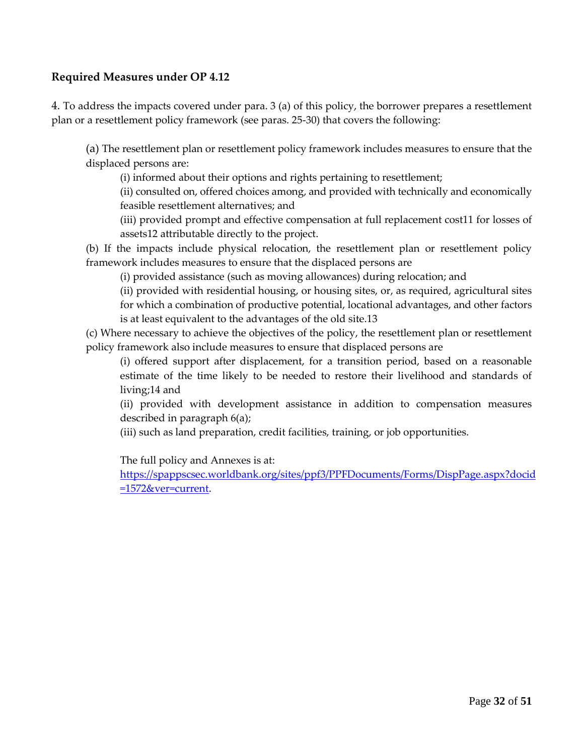### Required Measures under OP 4.12

4. To address the impacts covered under para. 3 (a) of this policy, the borrower prepares a resettlement plan or a resettlement policy framework (see paras. 25-30) that covers the following:

(a) The resettlement plan or resettlement policy framework includes measures to ensure that the displaced persons are:

(i) informed about their options and rights pertaining to resettlement;

(ii) consulted on, offered choices among, and provided with technically and economically feasible resettlement alternatives; and

(iii) provided prompt and effective compensation at full replacement cost[11] for losses of assets[12] attributable directly to the project.

(b) If the impacts include physical relocation, the resettlement plan or resettlement policy framework includes measures to ensure that the displaced persons are

(i) provided assistance (such as moving allowances) during relocation; and

(ii) provided with residential housing, or housing sites, or, as required, agricultural sites for which a combination of productive potential, locational advantages, and other factors is at least equivalent to the advantages of the old site.[13]

(c) Where necessary to achieve the objectives of the policy, the resettlement plan or resettlement policy framework also include measures to ensure that displaced persons are

(i) offered support after displacement, for a transition period, based on a reasonable estimate of the time likely to be needed to restore their livelihood and standards of living;[14] and

(ii) provided with development assistance in addition to compensation measures described in paragraph 6(a);

(iii) such as land preparation, credit facilities, training, or job opportunities.

The full policy and Annexes is at: [https://spappscsec.worldbank.org/sites/ppf3/PPFDocuments/Forms/DispPage.aspx?docid=1572&ver=current](https://spappscsec.worldbank.org/sites/ppf3/PPFDocuments/Forms/DispPage.aspx?docid=1572&ver=current).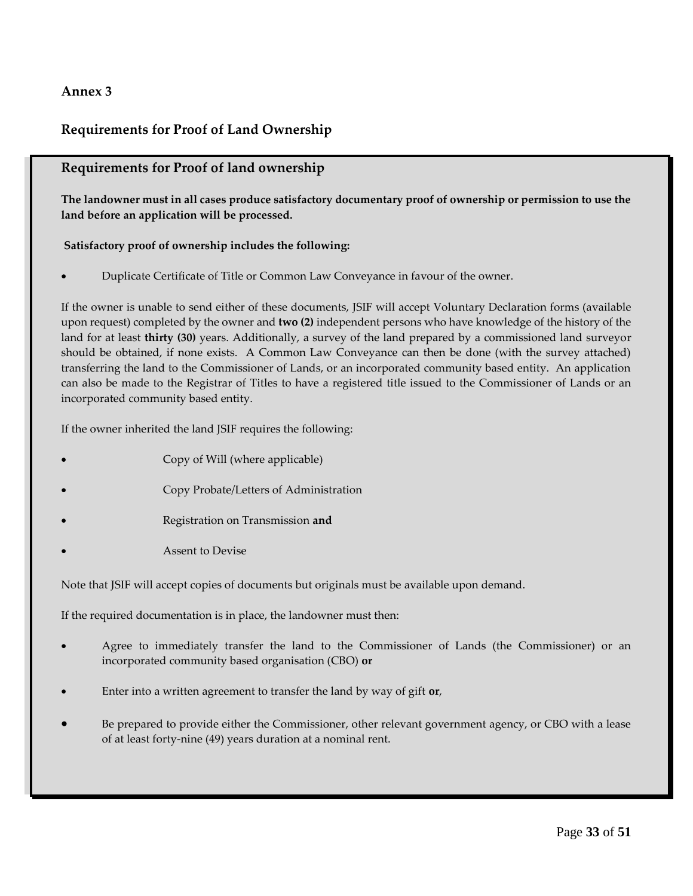## Annex 3

## Requirements for Proof of Land Ownership

### Requirements for Proof of land ownership

**The landowner must in all cases produce satisfactory documentary proof of ownership or permission to use the land before an application will be processed.**

**Satisfactory proof of ownership includes the following:**

- Duplicate Certificate of Title or Common Law Conveyance in favour of the owner.

If the owner is unable to send either of these documents, JSIF will accept Voluntary Declaration forms (available upon request) completed by the owner and **two (2)** independent persons who have knowledge of the history of the land for at least **thirty (30)** years. Additionally, a survey of the land prepared by a commissioned land surveyor should be obtained, if none exists. A Common Law Conveyance can then be done (with the survey attached) transferring the land to the Commissioner of Lands, or an incorporated community based entity. An application can also be made to the Registrar of Titles to have a registered title issued to the Commissioner of Lands or an incorporated community based entity.

If the owner inherited the land JSIF requires the following:

- Copy of Will (where applicable)
- Copy Probate/Letters of Administration
- Registration on Transmission **and**
- Assent to Devise

Note that JSIF will accept copies of documents but originals must be available upon demand.

If the required documentation is in place, the landowner must then:

- Agree to immediately transfer the land to the Commissioner of Lands (the Commissioner) or an incorporated community based organisation (CBO) **or**
- Enter into a written agreement to transfer the land by way of gift **or**,
- Be prepared to provide either the Commissioner, other relevant government agency, or CBO with a lease of at least forty-nine (49) years duration at a nominal rent.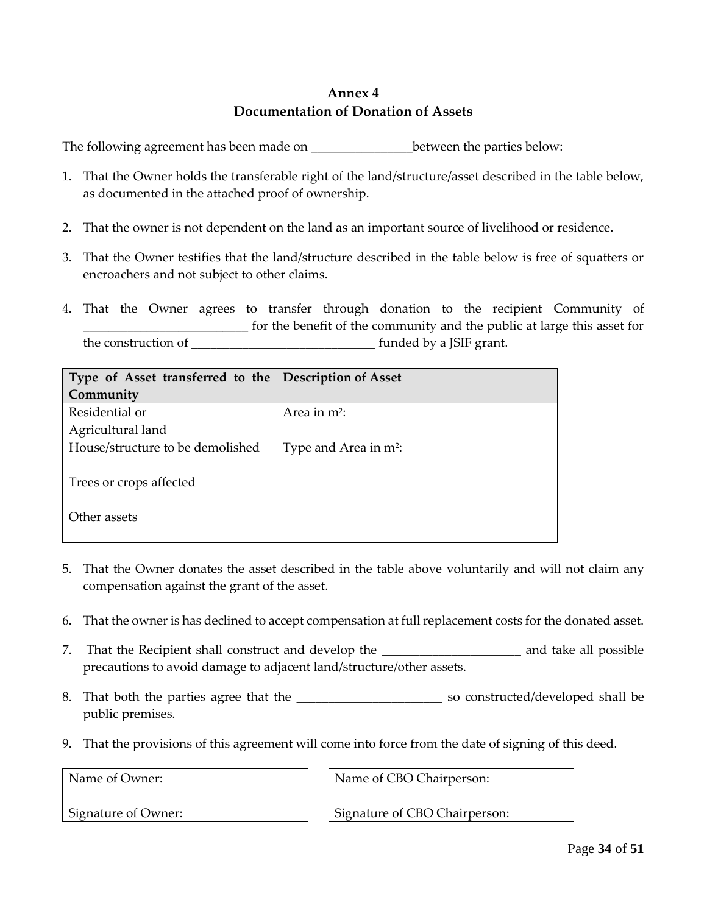# Annex 4
## Documentation of Donation of Assets

The following agreement has been made on ________________between the parties below:

1. That the Owner holds the transferable right of the land/structure/asset described in the table below, as documented in the attached proof of ownership.

2. That the owner is not dependent on the land as an important source of livelihood or residence.

3. That the Owner testifies that the land/structure described in the table below is free of squatters or encroachers and not subject to other claims.

4. That the Owner agrees to transfer through donation to the recipient Community of _________________________ for the benefit of the community and the public at large this asset for the construction of _____________________________ funded by a JSIF grant.

| Type of Asset transferred to the Community | Description of Asset |
|---|---|
| Residential or Agricultural land | Area in m$^2$: |
| House/structure to be demolished | Type and Area in m$^2$: |
| Trees or crops affected | |
| Other assets | |

5. That the Owner donates the asset described in the table above voluntarily and will not claim any compensation against the grant of the asset.

6. That the owner is has declined to accept compensation at full replacement costs for the donated asset.

7. That the Recipient shall construct and develop the ______________________ and take all possible precautions to avoid damage to adjacent land/structure/other assets.

8. That both the parties agree that the _______________________ so constructed/developed shall be public premises.

9. That the provisions of this agreement will come into force from the date of signing of this deed.

| Name of Owner: |
|---|
| Signature of Owner: |

| Name of CBO Chairperson: |
|---|
| Signature of CBO Chairperson: |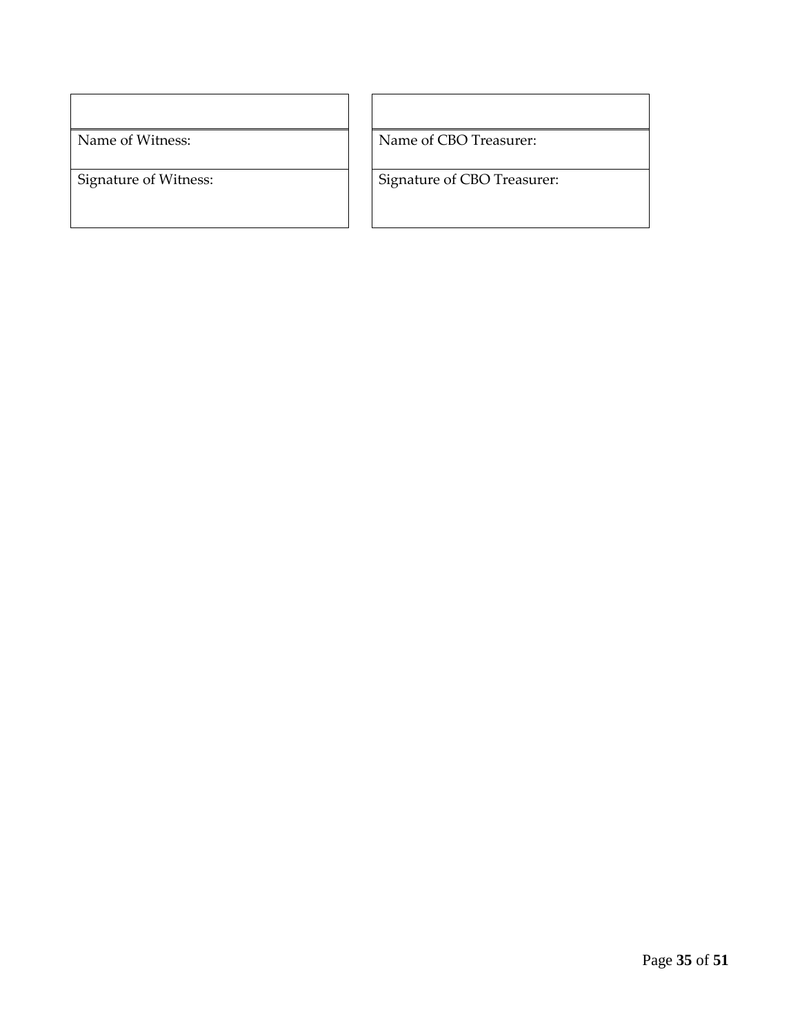| | |
|---|---|
| | |
| Name of Witness: | Name of CBO Treasurer: |
| Signature of Witness: | Signature of CBO Treasurer: |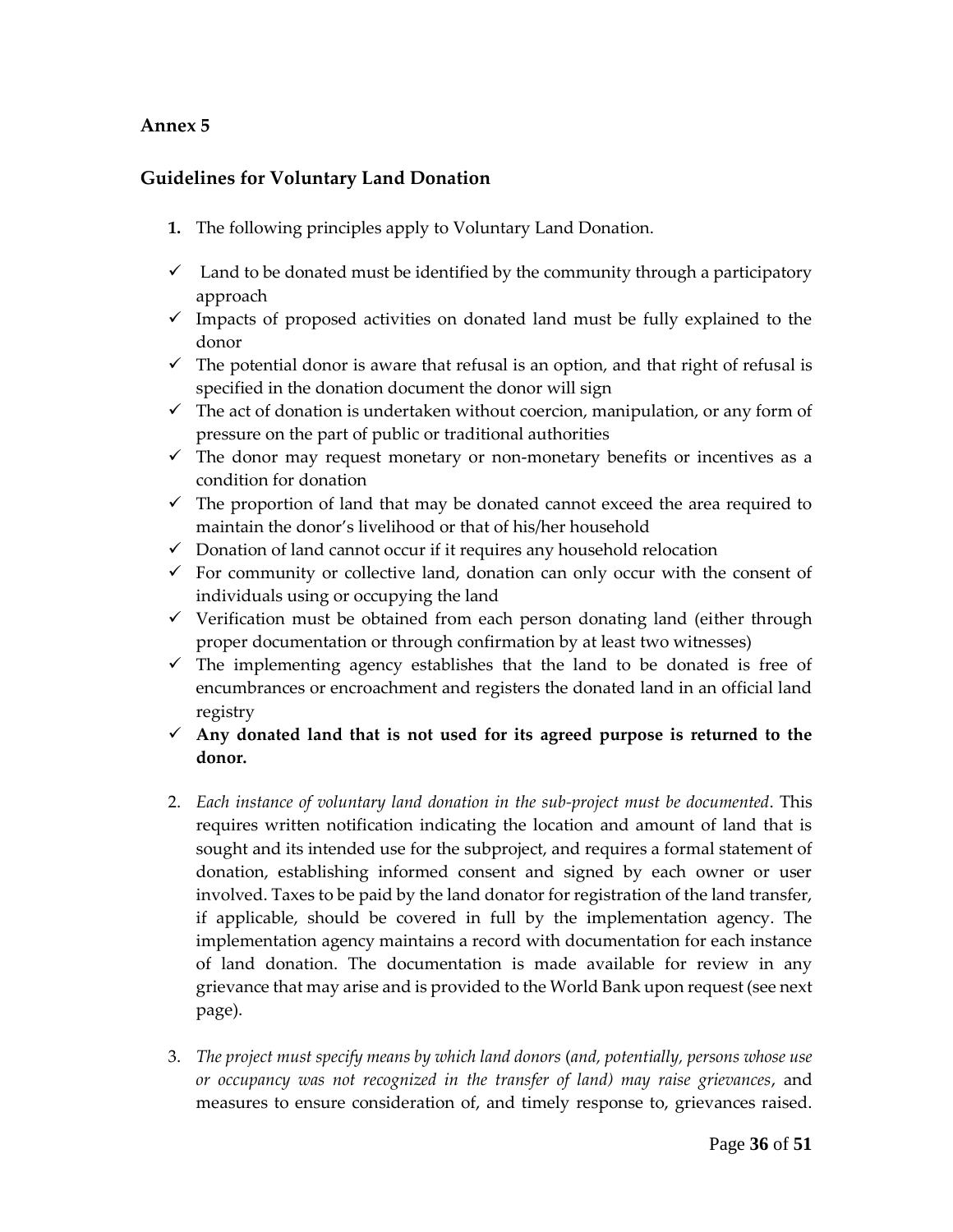## Annex 5

### Guidelines for Voluntary Land Donation

**1.** The following principles apply to Voluntary Land Donation.

- ✓ Land to be donated must be identified by the community through a participatory approach
- ✓ Impacts of proposed activities on donated land must be fully explained to the donor
- ✓ The potential donor is aware that refusal is an option, and that right of refusal is specified in the donation document the donor will sign
- ✓ The act of donation is undertaken without coercion, manipulation, or any form of pressure on the part of public or traditional authorities
- ✓ The donor may request monetary or non-monetary benefits or incentives as a condition for donation
- ✓ The proportion of land that may be donated cannot exceed the area required to maintain the donor's livelihood or that of his/her household
- ✓ Donation of land cannot occur if it requires any household relocation
- ✓ For community or collective land, donation can only occur with the consent of individuals using or occupying the land
- ✓ Verification must be obtained from each person donating land (either through proper documentation or through confirmation by at least two witnesses)
- ✓ The implementing agency establishes that the land to be donated is free of encumbrances or encroachment and registers the donated land in an official land registry
- ✓ **Any donated land that is not used for its agreed purpose is returned to the donor.**

2. *Each instance of voluntary land donation in the sub-project must be documented*. This requires written notification indicating the location and amount of land that is sought and its intended use for the subproject, and requires a formal statement of donation, establishing informed consent and signed by each owner or user involved. Taxes to be paid by the land donator for registration of the land transfer, if applicable, should be covered in full by the implementation agency. The implementation agency maintains a record with documentation for each instance of land donation. The documentation is made available for review in any grievance that may arise and is provided to the World Bank upon request (see next page).

3. *The project must specify means by which land donors (and, potentially, persons whose use or occupancy was not recognized in the transfer of land) may raise grievances*, and measures to ensure consideration of, and timely response to, grievances raised.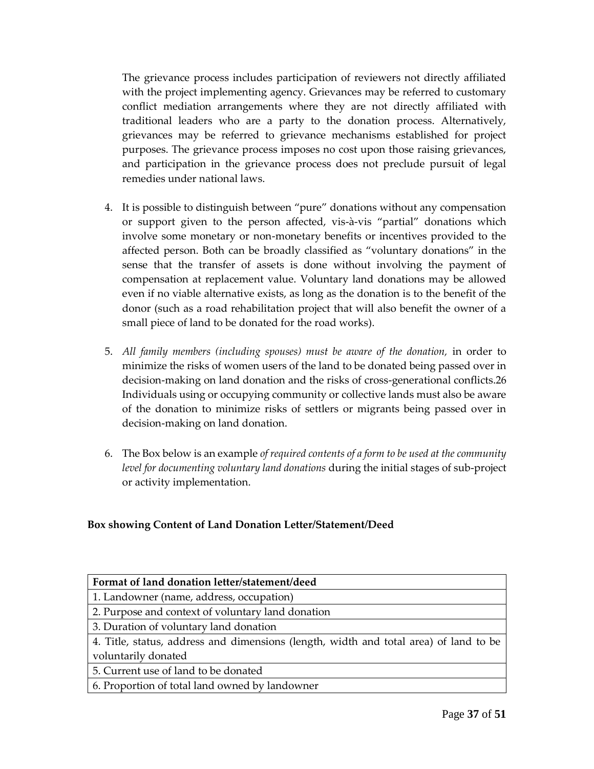The grievance process includes participation of reviewers not directly affiliated with the project implementing agency. Grievances may be referred to customary conflict mediation arrangements where they are not directly affiliated with traditional leaders who are a party to the donation process. Alternatively, grievances may be referred to grievance mechanisms established for project purposes. The grievance process imposes no cost upon those raising grievances, and participation in the grievance process does not preclude pursuit of legal remedies under national laws.

4. It is possible to distinguish between "pure" donations without any compensation or support given to the person affected, vis-à-vis "partial" donations which involve some monetary or non-monetary benefits or incentives provided to the affected person. Both can be broadly classified as "voluntary donations" in the sense that the transfer of assets is done without involving the payment of compensation at replacement value. Voluntary land donations may be allowed even if no viable alternative exists, as long as the donation is to the benefit of the donor (such as a road rehabilitation project that will also benefit the owner of a small piece of land to be donated for the road works).

5. *All family members (including spouses) must be aware of the donation,* in order to minimize the risks of women users of the land to be donated being passed over in decision-making on land donation and the risks of cross-generational conflicts.[26] Individuals using or occupying community or collective lands must also be aware of the donation to minimize risks of settlers or migrants being passed over in decision-making on land donation.

6. The Box below is an example *of required contents of a form to be used at the community level for documenting voluntary land donations* during the initial stages of sub-project or activity implementation.

**Box showing Content of Land Donation Letter/Statement/Deed**

| **Format of land donation letter/statement/deed** |
|---|
| 1. Landowner (name, address, occupation) |
| 2. Purpose and context of voluntary land donation |
| 3. Duration of voluntary land donation |
| 4. Title, status, address and dimensions (length, width and total area) of land to be voluntarily donated |
| 5. Current use of land to be donated |
| 6. Proportion of total land owned by landowner |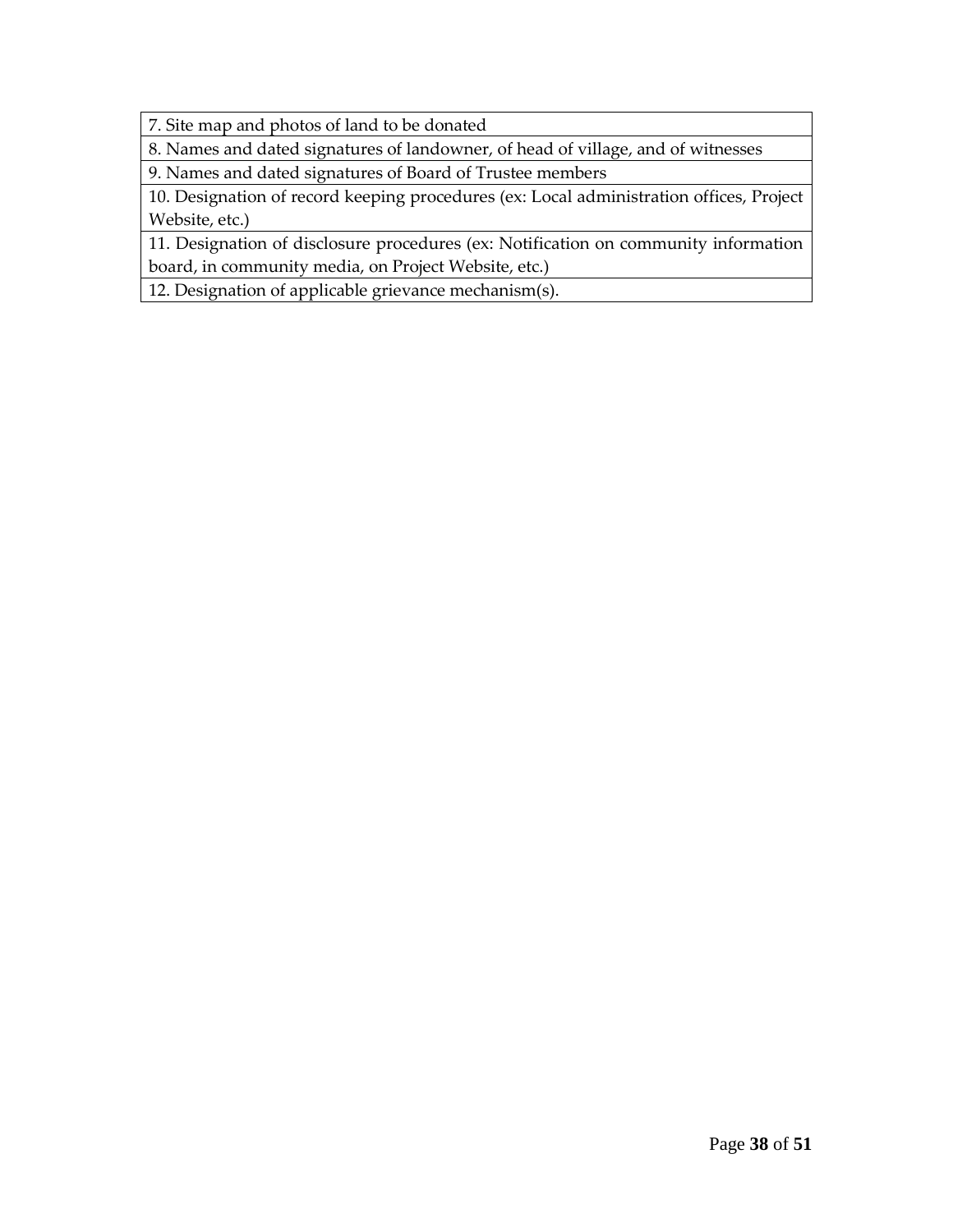| 7. Site map and photos of land to be donated |
|---|
| 8. Names and dated signatures of landowner, of head of village, and of witnesses |
| 9. Names and dated signatures of Board of Trustee members |
| 10. Designation of record keeping procedures (ex: Local administration offices, Project Website, etc.) |
| 11. Designation of disclosure procedures (ex: Notification on community information board, in community media, on Project Website, etc.) |
| 12. Designation of applicable grievance mechanism(s). |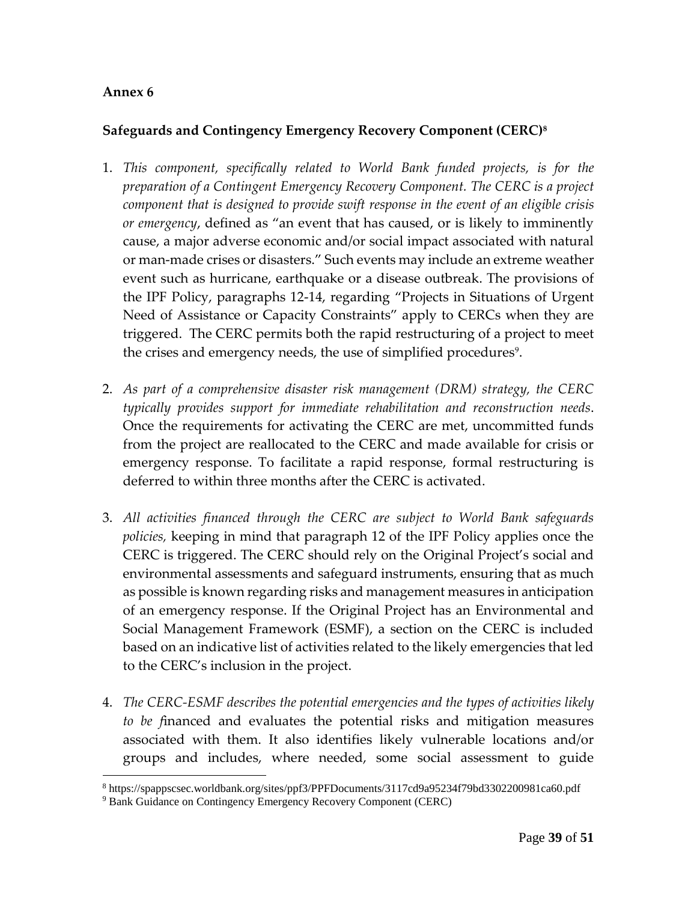**Annex 6**

**Safeguards and Contingency Emergency Recovery Component (CERC)[8]**

1. *This component, specifically related to World Bank funded projects, is for the preparation of a Contingent Emergency Recovery Component. The CERC is a project component that is designed to provide swift response in the event of an eligible crisis or emergency*, defined as "an event that has caused, or is likely to imminently cause, a major adverse economic and/or social impact associated with natural or man-made crises or disasters." Such events may include an extreme weather event such as hurricane, earthquake or a disease outbreak. The provisions of the IPF Policy, paragraphs 12-14, regarding "Projects in Situations of Urgent Need of Assistance or Capacity Constraints" apply to CERCs when they are triggered. The CERC permits both the rapid restructuring of a project to meet the crises and emergency needs, the use of simplified procedures[9].

2. *As part of a comprehensive disaster risk management (DRM) strategy, the CERC typically provides support for immediate rehabilitation and reconstruction needs*. Once the requirements for activating the CERC are met, uncommitted funds from the project are reallocated to the CERC and made available for crisis or emergency response. To facilitate a rapid response, formal restructuring is deferred to within three months after the CERC is activated.

3. *All activities financed through the CERC are subject to World Bank safeguards policies,* keeping in mind that paragraph 12 of the IPF Policy applies once the CERC is triggered. The CERC should rely on the Original Project's social and environmental assessments and safeguard instruments, ensuring that as much as possible is known regarding risks and management measures in anticipation of an emergency response. If the Original Project has an Environmental and Social Management Framework (ESMF), a section on the CERC is included based on an indicative list of activities related to the likely emergencies that led to the CERC's inclusion in the project.

4. *The CERC-ESMF describes the potential emergencies and the types of activities likely to be fi*nanced and evaluates the potential risks and mitigation measures associated with them. It also identifies likely vulnerable locations and/or groups and includes, where needed, some social assessment to guide

---

[8] https://spappscsec.worldbank.org/sites/ppf3/PPFDocuments/3117cd9a95234f79bd3302200981ca60.pdf

[9] Bank Guidance on Contingency Emergency Recovery Component (CERC)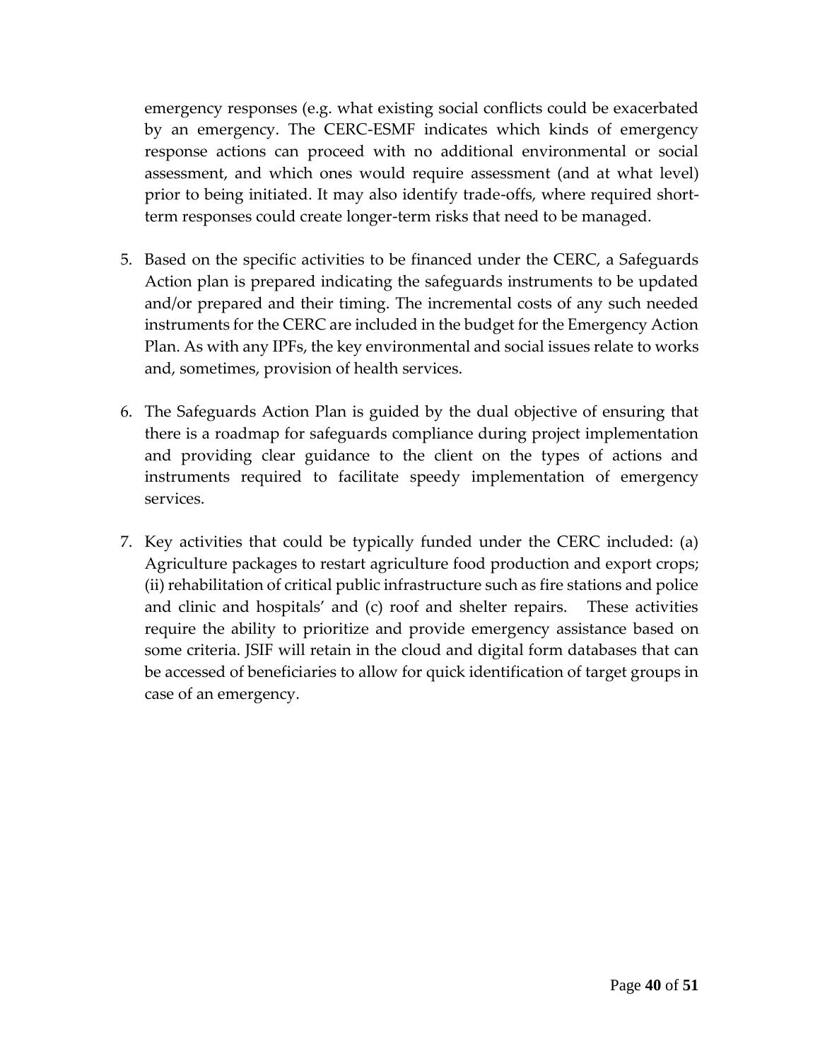emergency responses (e.g. what existing social conflicts could be exacerbated by an emergency. The CERC-ESMF indicates which kinds of emergency response actions can proceed with no additional environmental or social assessment, and which ones would require assessment (and at what level) prior to being initiated. It may also identify trade-offs, where required short-term responses could create longer-term risks that need to be managed.

5. Based on the specific activities to be financed under the CERC, a Safeguards Action plan is prepared indicating the safeguards instruments to be updated and/or prepared and their timing. The incremental costs of any such needed instruments for the CERC are included in the budget for the Emergency Action Plan. As with any IPFs, the key environmental and social issues relate to works and, sometimes, provision of health services.

6. The Safeguards Action Plan is guided by the dual objective of ensuring that there is a roadmap for safeguards compliance during project implementation and providing clear guidance to the client on the types of actions and instruments required to facilitate speedy implementation of emergency services.

7. Key activities that could be typically funded under the CERC included: (a) Agriculture packages to restart agriculture food production and export crops; (ii) rehabilitation of critical public infrastructure such as fire stations and police and clinic and hospitals' and (c) roof and shelter repairs. These activities require the ability to prioritize and provide emergency assistance based on some criteria. JSIF will retain in the cloud and digital form databases that can be accessed of beneficiaries to allow for quick identification of target groups in case of an emergency.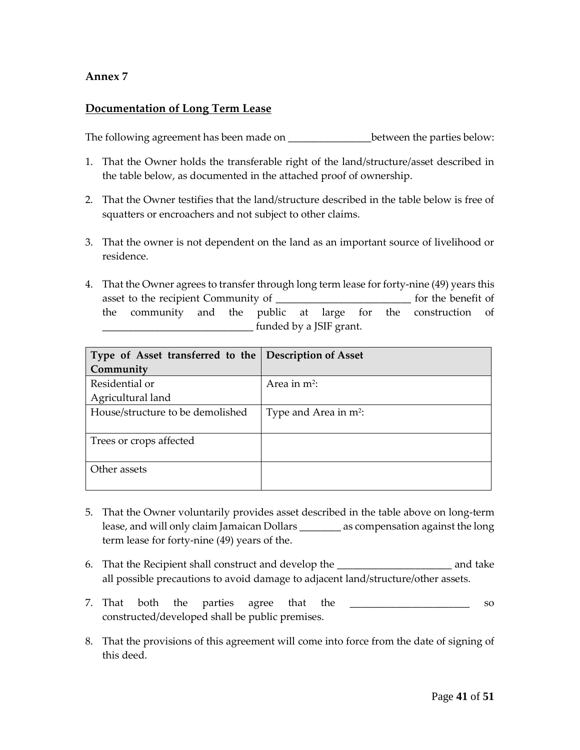## Annex 7

## Documentation of Long Term Lease

The following agreement has been made on ________________between the parties below:

1. That the Owner holds the transferable right of the land/structure/asset described in the table below, as documented in the attached proof of ownership.

2. That the Owner testifies that the land/structure described in the table below is free of squatters or encroachers and not subject to other claims.

3. That the owner is not dependent on the land as an important source of livelihood or residence.

4. That the Owner agrees to transfer through long term lease for forty-nine (49) years this asset to the recipient Community of __________________________ for the benefit of the community and the public at large for the construction of _____________________________ funded by a JSIF grant.

| Type of Asset transferred to the Community | Description of Asset |
|---|---|
| Residential or Agricultural land | Area in $m^2$: |
| House/structure to be demolished | Type and Area in $m^2$: |
| Trees or crops affected | |
| Other assets | |

5. That the Owner voluntarily provides asset described in the table above on long-term lease, and will only claim Jamaican Dollars ________ as compensation against the long term lease for forty-nine (49) years of the.

6. That the Recipient shall construct and develop the ______________________ and take all possible precautions to avoid damage to adjacent land/structure/other assets.

7. That both the parties agree that the _______________________ so constructed/developed shall be public premises.

8. That the provisions of this agreement will come into force from the date of signing of this deed.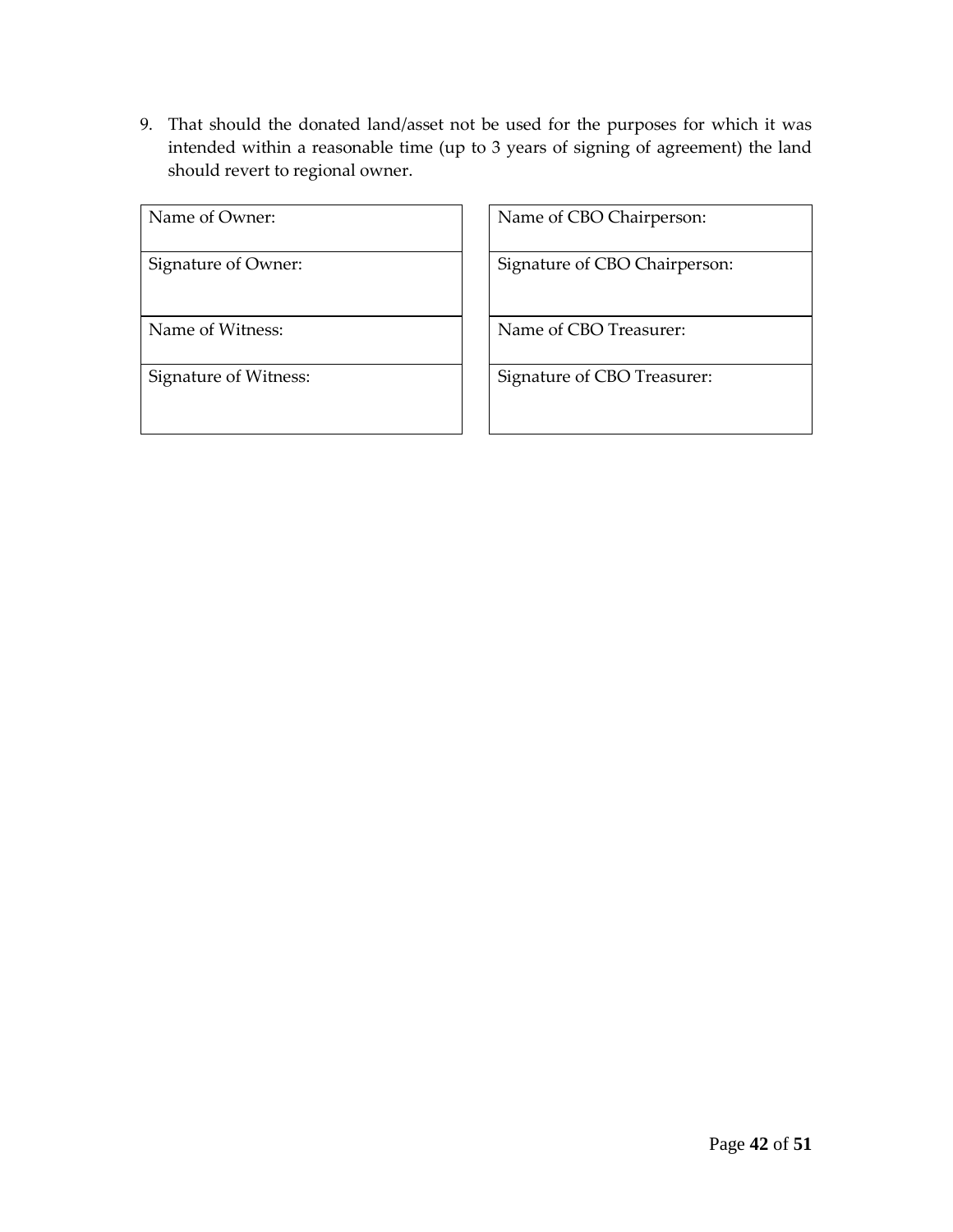9. That should the donated land/asset not be used for the purposes for which it was intended within a reasonable time (up to 3 years of signing of agreement) the land should revert to regional owner.

| Name of Owner: |
|---|
| Signature of Owner: |
| Name of Witness: |
| Signature of Witness: |

| Name of CBO Chairperson: |
|---|
| Signature of CBO Chairperson: |
| Name of CBO Treasurer: |
| Signature of CBO Treasurer: |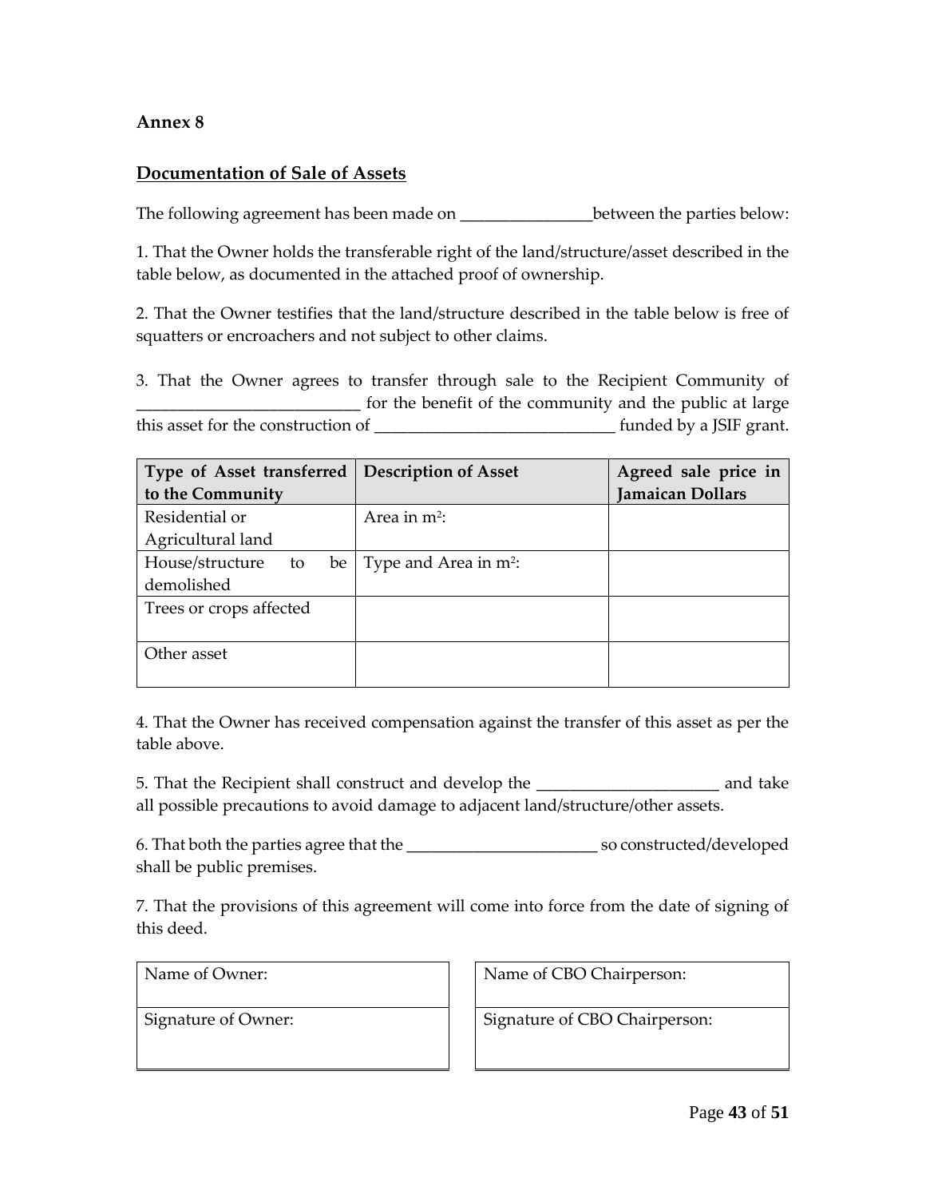**Annex 8**

**Documentation of Sale of Assets**

The following agreement has been made on ________________between the parties below:

1. That the Owner holds the transferable right of the land/structure/asset described in the table below, as documented in the attached proof of ownership.

2. That the Owner testifies that the land/structure described in the table below is free of squatters or encroachers and not subject to other claims.

3. That the Owner agrees to transfer through sale to the Recipient Community of ___________________________ for the benefit of the community and the public at large this asset for the construction of _____________________________ funded by a JSIF grant.

| Type of Asset transferred to the Community | Description of Asset | Agreed sale price in Jamaican Dollars |
|---|---|---|
| Residential or Agricultural land | Area in m$^2$: | |
| House/structure to be demolished | Type and Area in m$^2$: | |
| Trees or crops affected | | |
| Other asset | | |

4. That the Owner has received compensation against the transfer of this asset as per the table above.

5. That the Recipient shall construct and develop the ______________________ and take all possible precautions to avoid damage to adjacent land/structure/other assets.

6. That both the parties agree that the _______________________ so constructed/developed shall be public premises.

7. That the provisions of this agreement will come into force from the date of signing of this deed.

| Name of Owner: |
|---|
| Signature of Owner: |

| Name of CBO Chairperson: |
|---|
| Signature of CBO Chairperson: |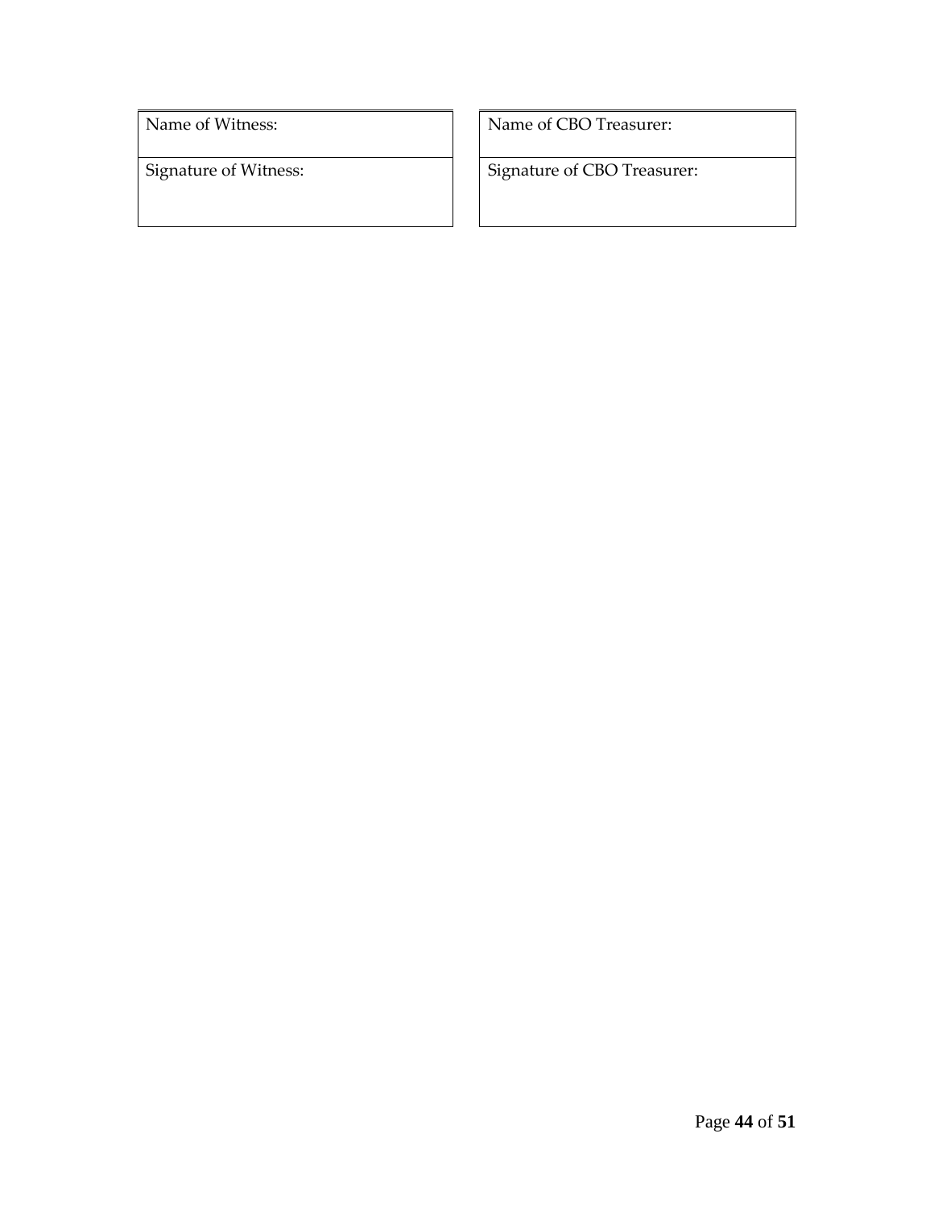| Name of Witness: |
| --- |
| Signature of Witness: |

| Name of CBO Treasurer: |
| --- |
| Signature of CBO Treasurer: |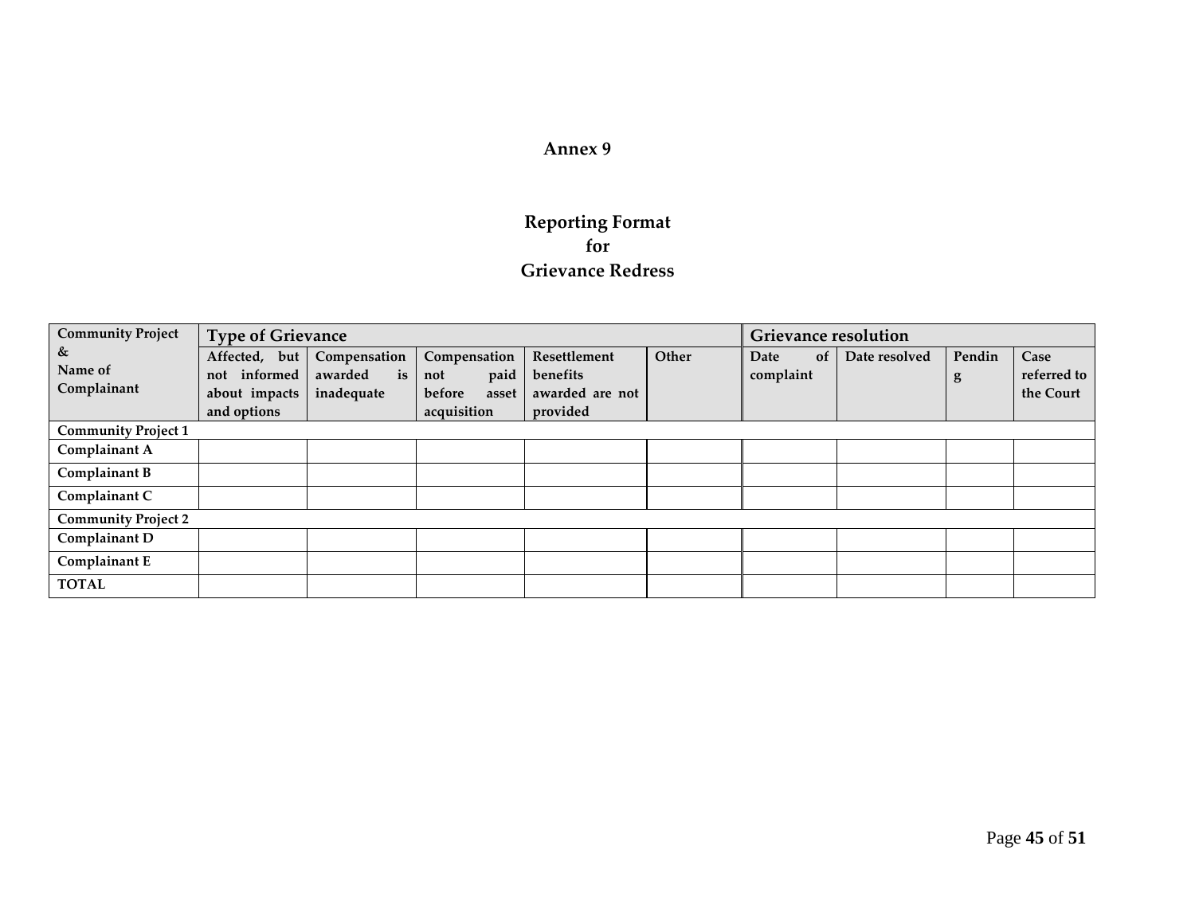# Annex 9

## Reporting Format
## for
## Grievance Redress

| Community Project & Name of Complainant | Type of Grievance | | | | | Grievance resolution | | | |
|---|---|---|---|---|---|---|---|---|---|
| | Affected, but not informed about impacts and options | Compensation awarded is inadequate | Compensation not paid before asset acquisition | Resettlement benefits awarded are not provided | Other | Date of complaint | Date resolved | Pending | Case referred to the Court |
| **Community Project 1** | | | | | | | | | |
| **Complainant A** | | | | | | | | | |
| **Complainant B** | | | | | | | | | |
| **Complainant C** | | | | | | | | | |
| **Community Project 2** | | | | | | | | | |
| **Complainant D** | | | | | | | | | |
| **Complainant E** | | | | | | | | | |
| **TOTAL** | | | | | | | | | |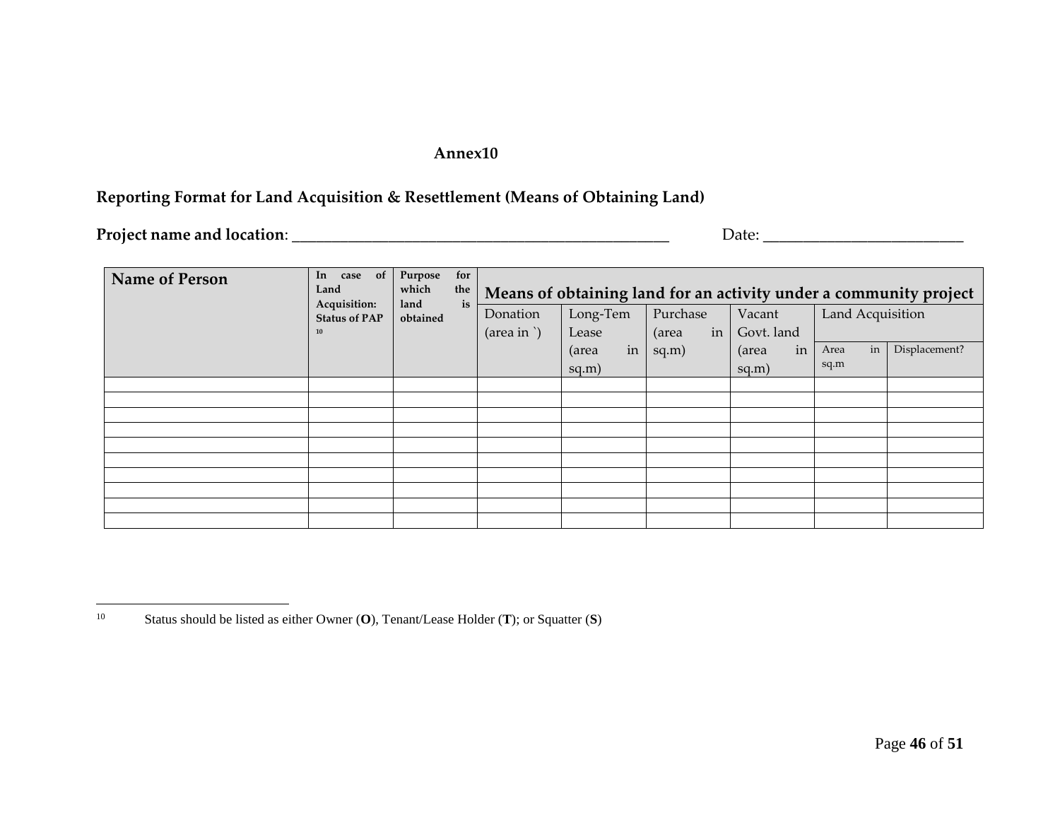**Annex10**

**Reporting Format for Land Acquisition & Resettlement (Means of Obtaining Land)**

**Project name and location**: ______________________________________________ Date: _________________________

| Name of Person | In case of Land Acquisition: Status of PAP [10] | Purpose for which the land is obtained | Means of obtaining land for an activity under a community project | | | | | |
|---|---|---|---|---|---|---|---|---|
| | | | Donation (area in `) | Long-Tem Lease (area in sq.m) | Purchase (area in sq.m) | Vacant Govt. land (area in sq.m) | Land Acquisition | |
| | | | | | | | Area in sq.m | Displacement? |
| | | | | | | | | |
| | | | | | | | | |
| | | | | | | | | |
| | | | | | | | | |
| | | | | | | | | |
| | | | | | | | | |
| | | | | | | | | |
| | | | | | | | | |
| | | | | | | | | |
| | | | | | | | | |

[10] Status should be listed as either Owner (**O**), Tenant/Lease Holder (**T**); or Squatter (**S**)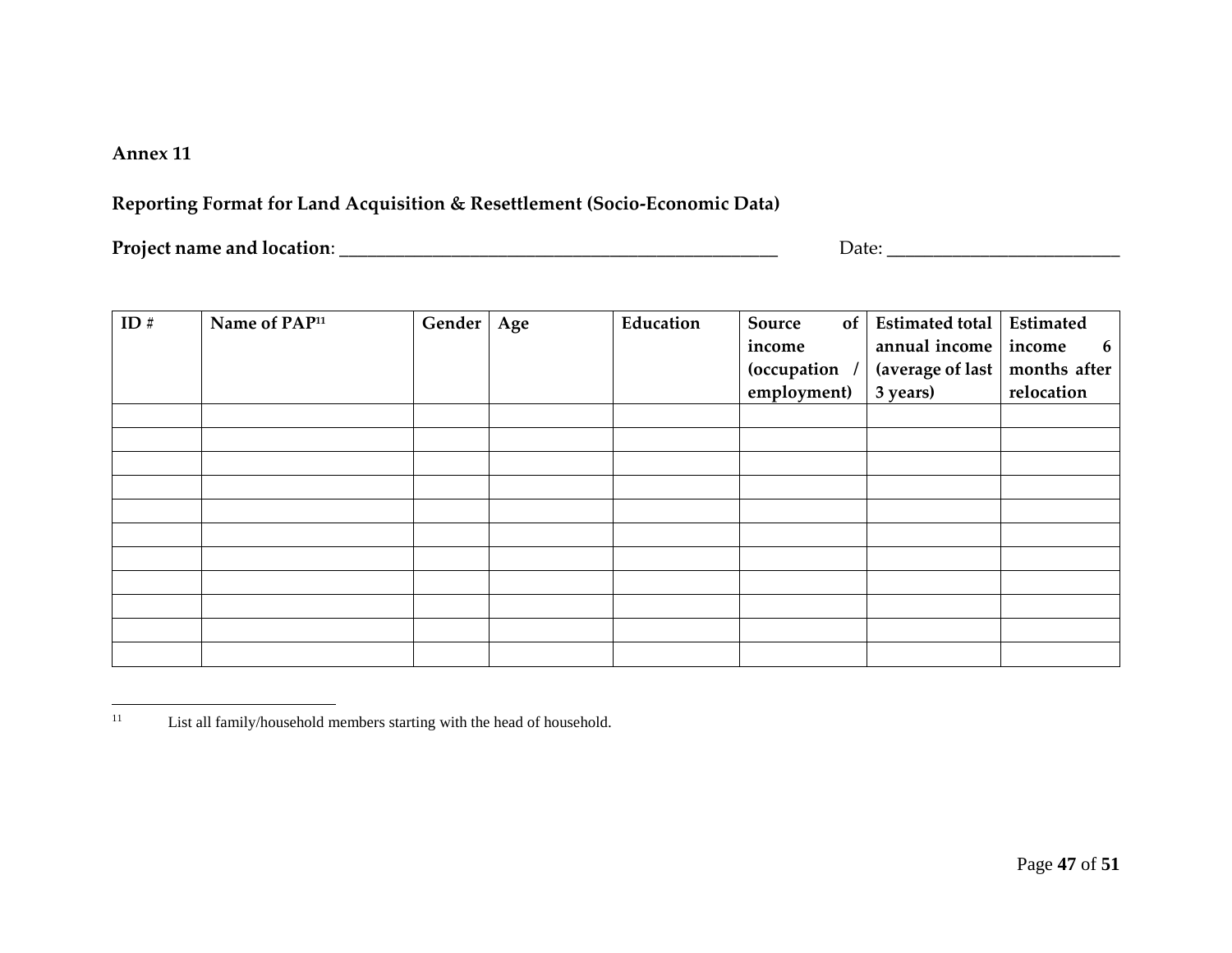**Annex 11**

**Reporting Format for Land Acquisition & Resettlement (Socio-Economic Data)**

**Project name and location**: ___________________________________________________ Date: __________________________

| ID # | Name of PAP[11] | Gender | Age | Education | Source of income (occupation / employment) | Estimated total annual income (average of last 3 years) | Estimated income 6 months after relocation |
|---|---|---|---|---|---|---|---|
| | | | | | | | |
| | | | | | | | |
| | | | | | | | |
| | | | | | | | |
| | | | | | | | |
| | | | | | | | |
| | | | | | | | |
| | | | | | | | |
| | | | | | | | |
| | | | | | | | |
| | | | | | | | |

[11] List all family/household members starting with the head of household.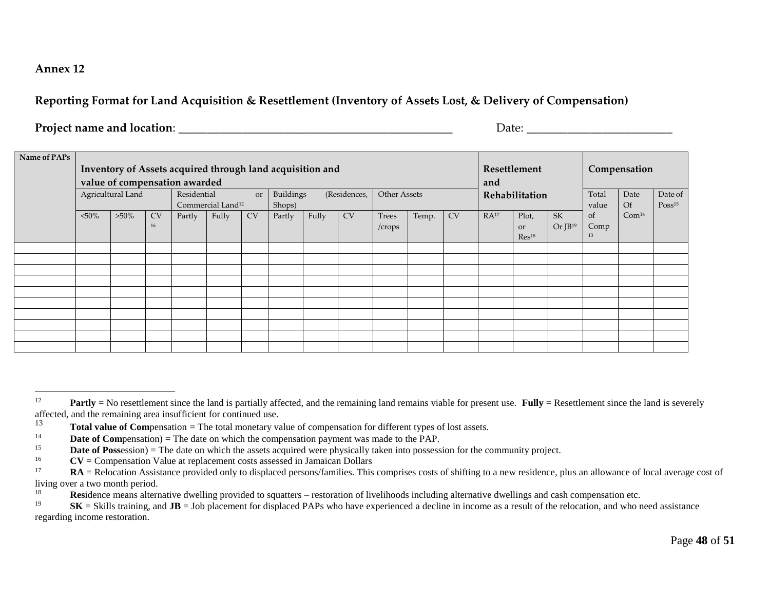**Annex 12**

**Reporting Format for Land Acquisition & Resettlement (Inventory of Assets Lost, & Delivery of Compensation)**

**Project name and location**: ________________________________________________ Date: _________________________

| Name of PAPs | Inventory of Assets acquired through land acquisition and value of compensation awarded | | | | | | | | | | | | Resettlement and Rehabilitation | | | Compensation | | |
|---|---|---|---|---|---|---|---|---|---|---|---|---|---|---|---|---|---|---|
| | Agricultural Land | | | Residential or Commercial Land[12] | | | Buildings (Residences, Shops) | | | Other Assets | | | | | | Total value of Comp[13] | Date Of Com[14] | Date of Poss[15] |
| | <50% | >50% | CV[16] | Partly | Fully | CV | Partly | Fully | CV | Trees /crops | Temp. | CV | RA[17] | Plot, or Res[18] | SK Or JB[19] | | | |
| | | | | | | | | | | | | | | | | | | |
| | | | | | | | | | | | | | | | | | | |
| | | | | | | | | | | | | | | | | | | |
| | | | | | | | | | | | | | | | | | | |
| | | | | | | | | | | | | | | | | | | |
| | | | | | | | | | | | | | | | | | | |
| | | | | | | | | | | | | | | | | | | |
| | | | | | | | | | | | | | | | | | | |
| | | | | | | | | | | | | | | | | | | |
| | | | | | | | | | | | | | | | | | | |

[12] **Partly** = No resettlement since the land is partially affected, and the remaining land remains viable for present use. **Fully** = Resettlement since the land is severely affected, and the remaining area insufficient for continued use.

[13] **Total value of Com**pensation = The total monetary value of compensation for different types of lost assets.

[14] **Date of Com**pensation) = The date on which the compensation payment was made to the PAP.

[15] **Date of Poss**ession) = The date on which the assets acquired were physically taken into possession for the community project.

[16] **CV** = Compensation Value at replacement costs assessed in Jamaican Dollars

[17] **RA** = Relocation Assistance provided only to displaced persons/families. This comprises costs of shifting to a new residence, plus an allowance of local average cost of living over a two month period.

[18] **Res**idence means alternative dwelling provided to squatters – restoration of livelihoods including alternative dwellings and cash compensation etc.

[19] **SK** = Skills training, and **JB** = Job placement for displaced PAPs who have experienced a decline in income as a result of the relocation, and who need assistance regarding income restoration.